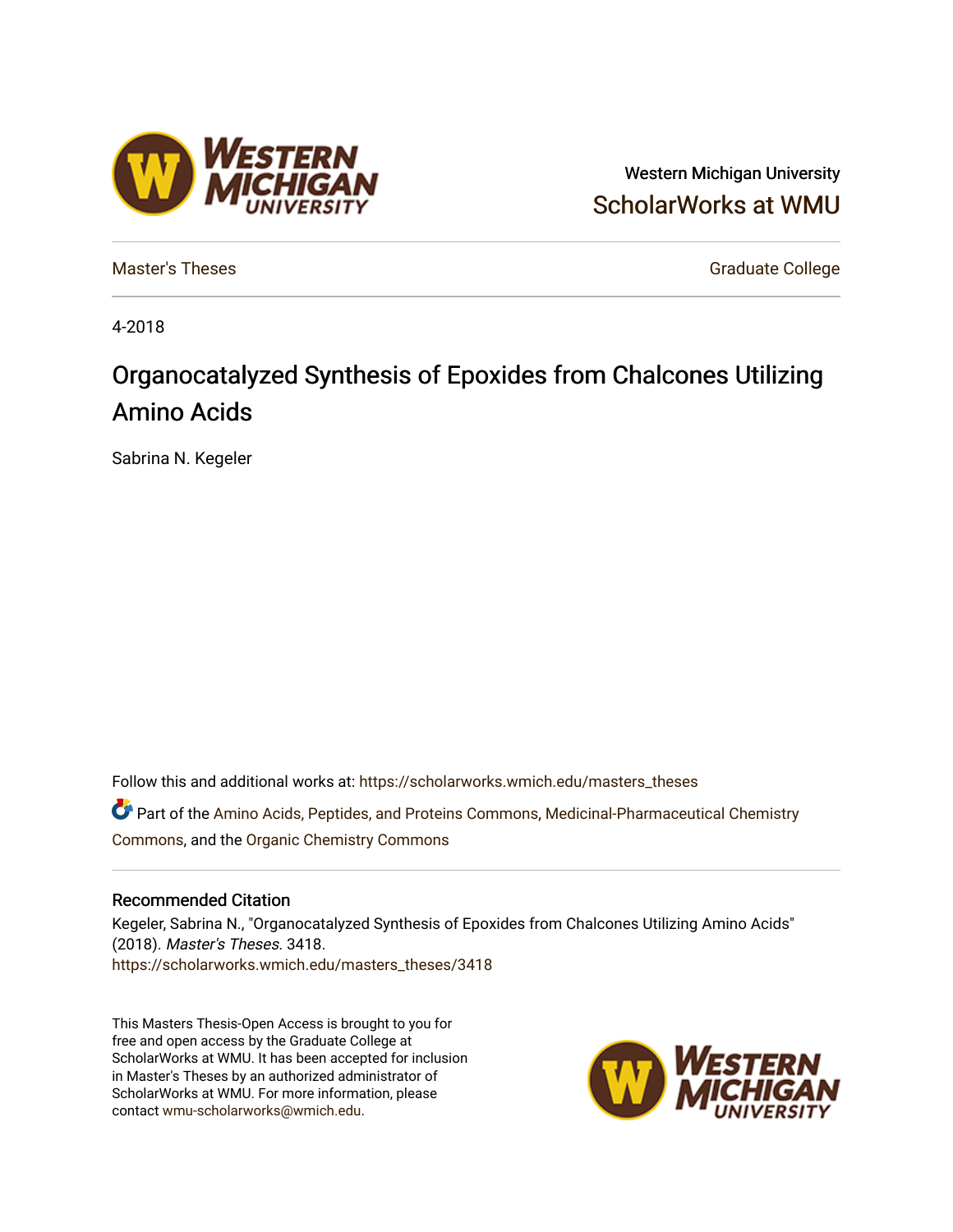Western Michigan University

ScholarWorks at WMU

Master's Theses

Graduate College

4-2018

# Organocatalyzed Synthesis of Epoxides from Chalcones Utilizing Amino Acids

Sabrina N. Kegeler

Follow this and additional works at: https://scholarworks.wmich.edu/masters_theses

Part of the Amino Acids, Peptides, and Proteins Commons, Medicinal-Pharmaceutical Chemistry Commons, and the Organic Chemistry Commons

## Recommended Citation

Kegeler, Sabrina N., "Organocatalyzed Synthesis of Epoxides from Chalcones Utilizing Amino Acids" (2018). *Master's Theses*. 3418.
https://scholarworks.wmich.edu/masters_theses/3418

This Masters Thesis-Open Access is brought to you for free and open access by the Graduate College at ScholarWorks at WMU. It has been accepted for inclusion in Master's Theses by an authorized administrator of ScholarWorks at WMU. For more information, please contact wmu-scholarworks@wmich.edu.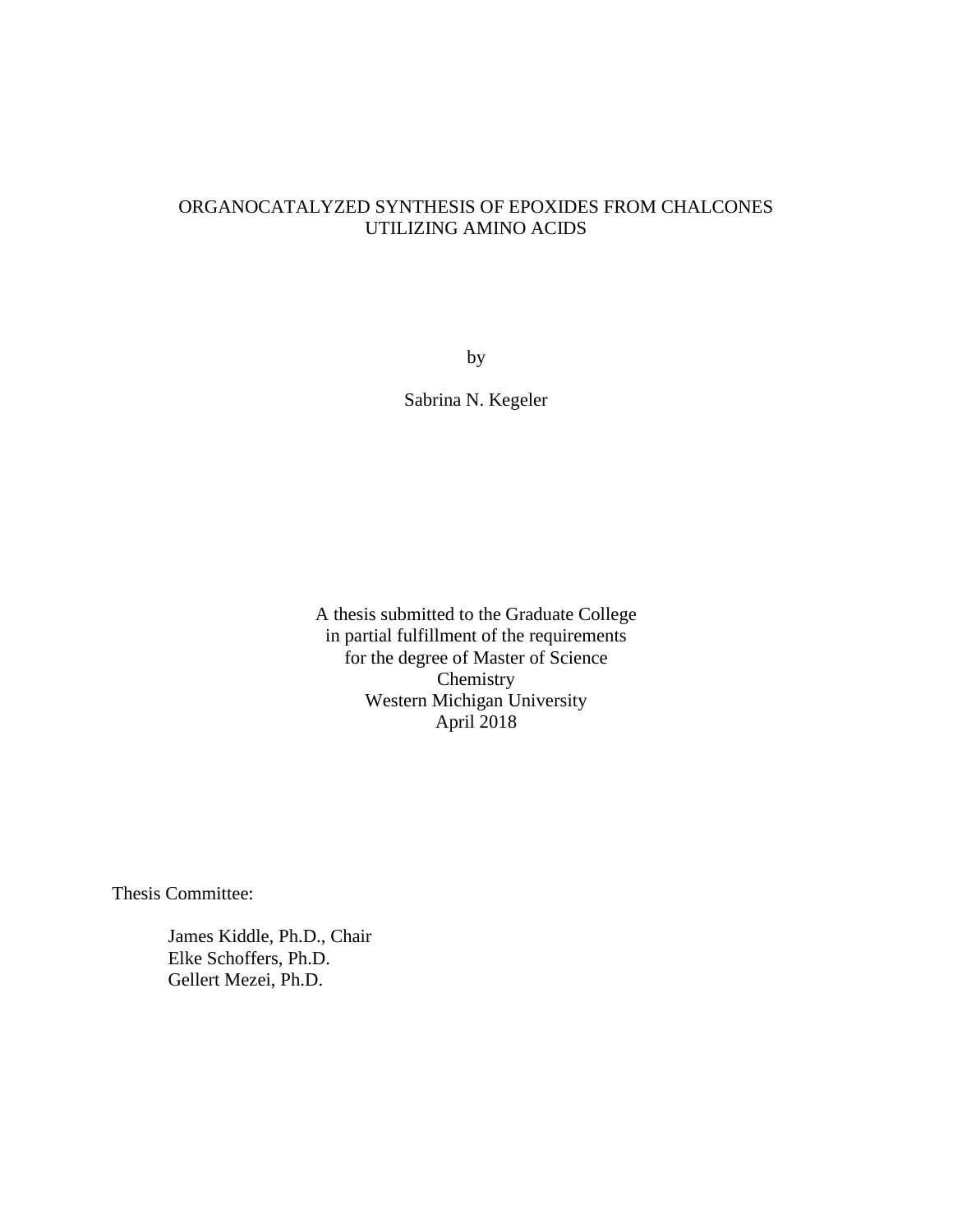# ORGANOCATALYZED SYNTHESIS OF EPOXIDES FROM CHALCONES UTILIZING AMINO ACIDS

by

Sabrina N. Kegeler

A thesis submitted to the Graduate College
in partial fulfillment of the requirements
for the degree of Master of Science
Chemistry
Western Michigan University
April 2018

Thesis Committee:

James Kiddle, Ph.D., Chair
Elke Schoffers, Ph.D.
Gellert Mezei, Ph.D.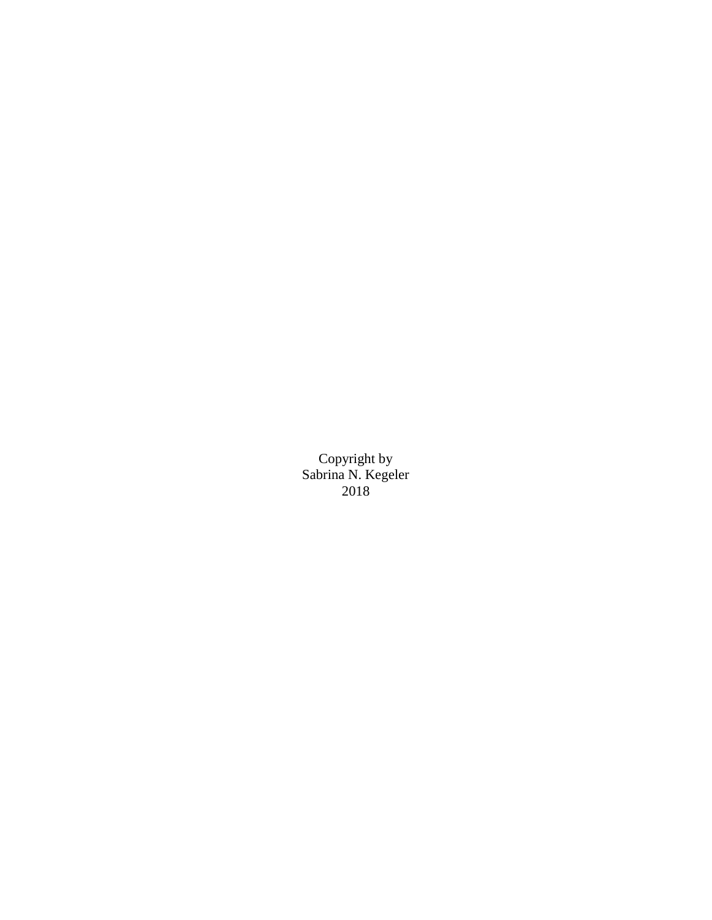Copyright by
Sabrina N. Kegeler
2018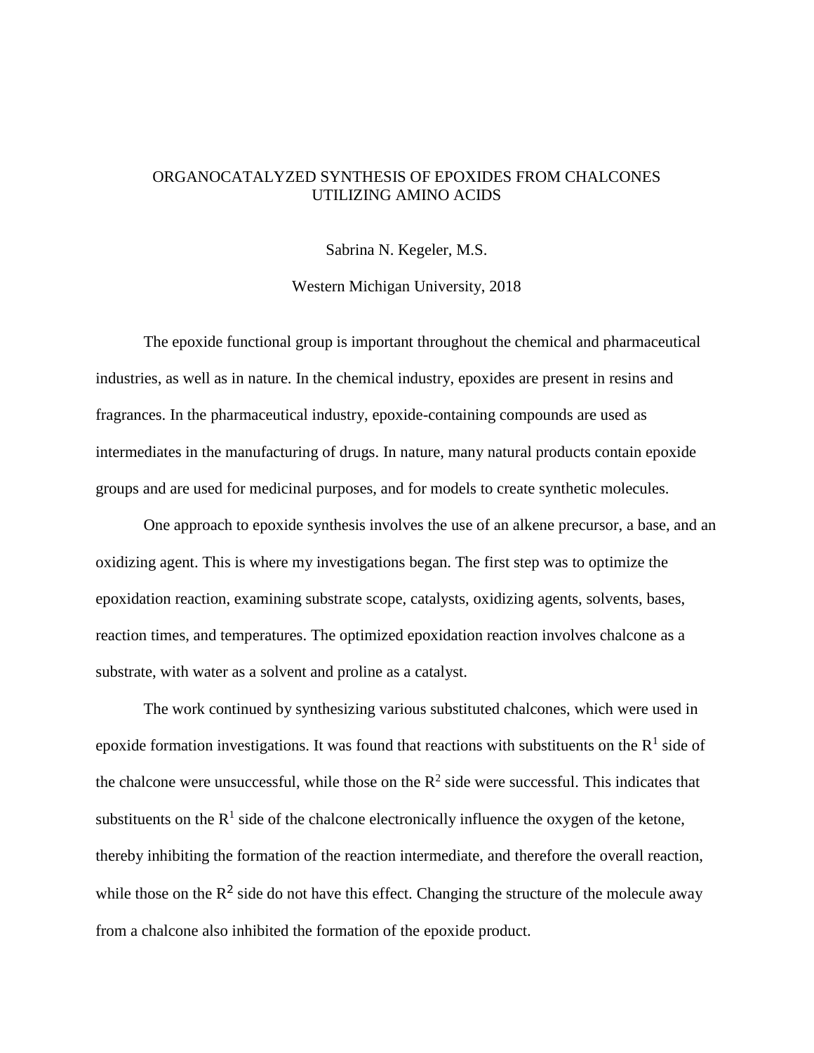# ORGANOCATALYZED SYNTHESIS OF EPOXIDES FROM CHALCONES UTILIZING AMINO ACIDS

Sabrina N. Kegeler, M.S.

Western Michigan University, 2018

The epoxide functional group is important throughout the chemical and pharmaceutical industries, as well as in nature. In the chemical industry, epoxides are present in resins and fragrances. In the pharmaceutical industry, epoxide-containing compounds are used as intermediates in the manufacturing of drugs. In nature, many natural products contain epoxide groups and are used for medicinal purposes, and for models to create synthetic molecules.

One approach to epoxide synthesis involves the use of an alkene precursor, a base, and an oxidizing agent. This is where my investigations began. The first step was to optimize the epoxidation reaction, examining substrate scope, catalysts, oxidizing agents, solvents, bases, reaction times, and temperatures. The optimized epoxidation reaction involves chalcone as a substrate, with water as a solvent and proline as a catalyst.

The work continued by synthesizing various substituted chalcones, which were used in epoxide formation investigations. It was found that reactions with substituents on the $R^1$ side of the chalcone were unsuccessful, while those on the $R^2$ side were successful. This indicates that substituents on the $R^1$ side of the chalcone electronically influence the oxygen of the ketone, thereby inhibiting the formation of the reaction intermediate, and therefore the overall reaction, while those on the $R^2$ side do not have this effect. Changing the structure of the molecule away from a chalcone also inhibited the formation of the epoxide product.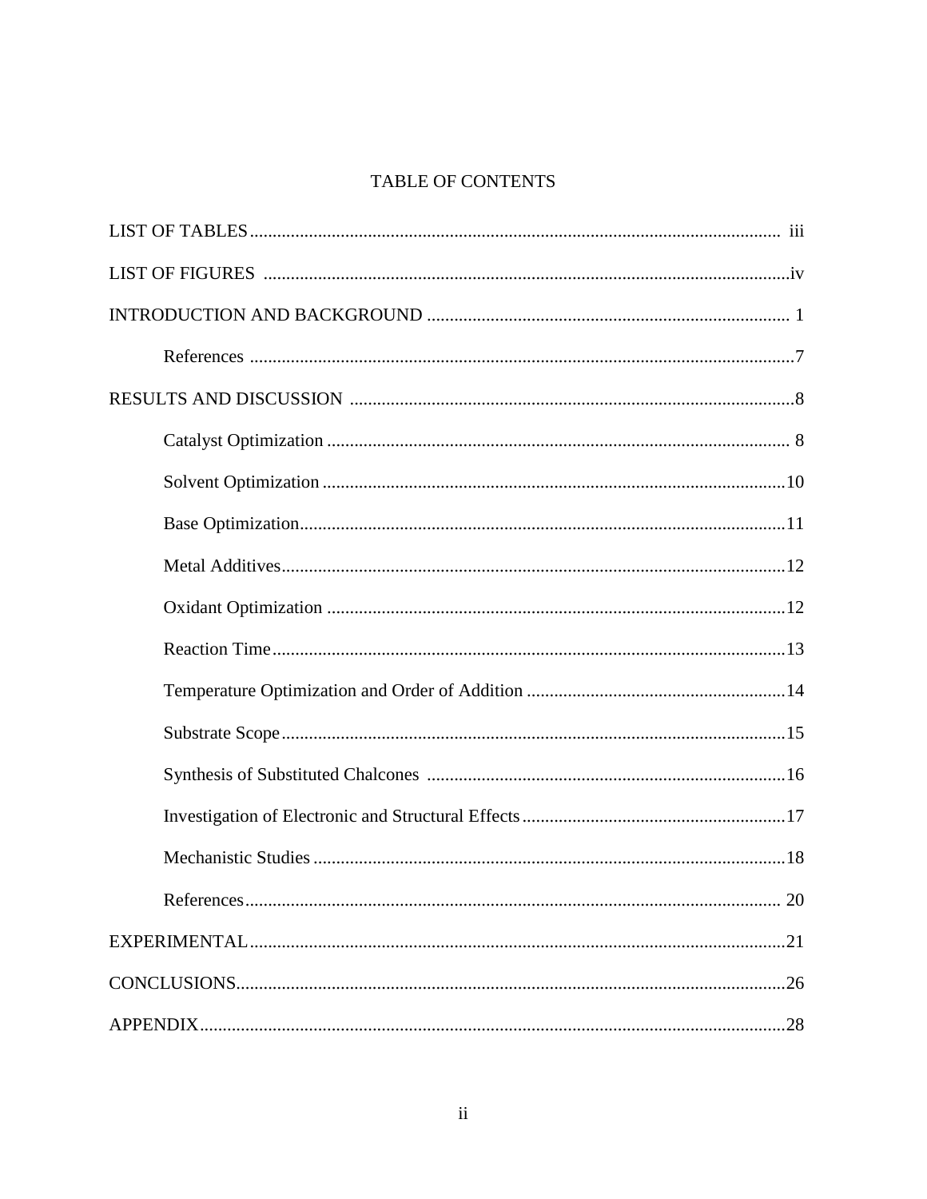# TABLE OF CONTENTS

LIST OF TABLES ........................................................................................................ iii

LIST OF FIGURES ......................................................................................................iv

INTRODUCTION AND BACKGROUND ................................................................................ 1

- References .......................................................................................................7

RESULTS AND DISCUSSION ..................................................................................8

- Catalyst Optimization ........................................................................................ 8
- Solvent Optimization .........................................................................................10
- Base Optimization..............................................................................................11
- Metal Additives...................................................................................................12
- Oxidant Optimization .........................................................................................12
- Reaction Time.....................................................................................................13
- Temperature Optimization and Order of Addition ............................................14
- Substrate Scope...................................................................................................15
- Synthesis of Substituted Chalcones ....................................................................16
- Investigation of Electronic and Structural Effects...............................................17
- Mechanistic Studies ............................................................................................18
- References........................................................................................................... 20

EXPERIMENTAL..........................................................................................................21

CONCLUSIONS.............................................................................................................26

APPENDIX.....................................................................................................................28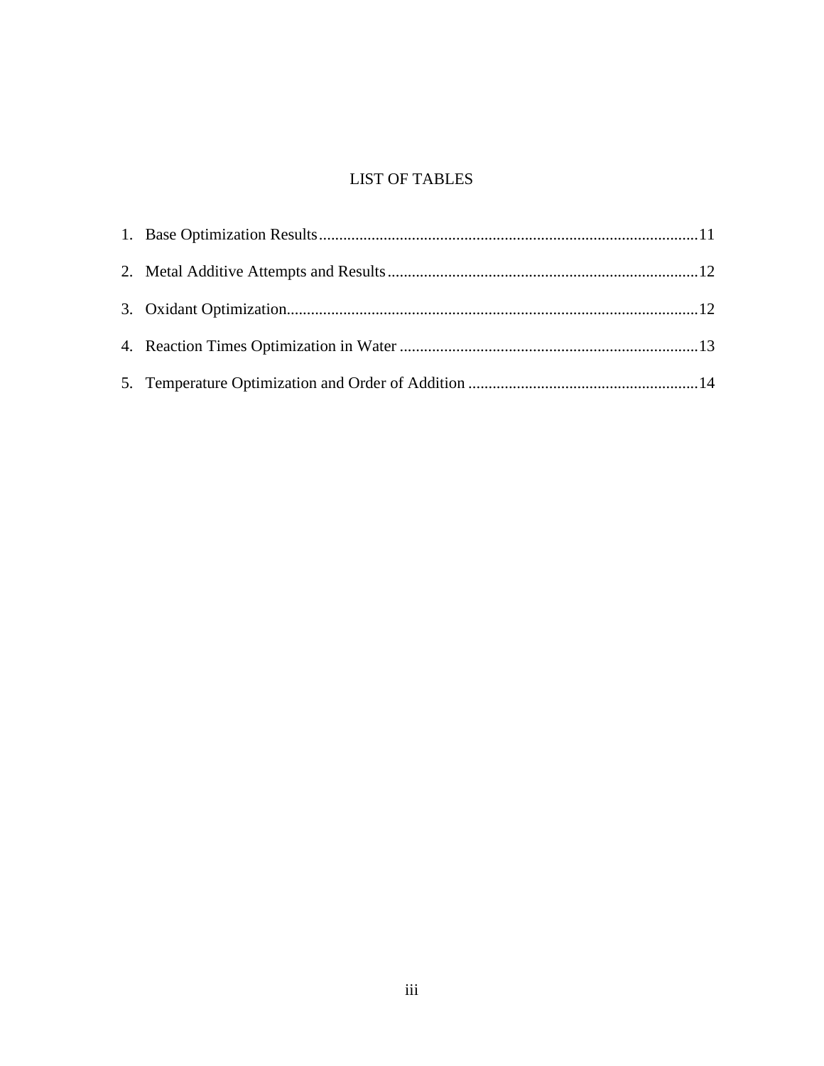# LIST OF TABLES

1. Base Optimization Results.............................................................................................11
2. Metal Additive Attempts and Results............................................................................12
3. Oxidant Optimization.....................................................................................................12
4. Reaction Times Optimization in Water .........................................................................13
5. Temperature Optimization and Order of Addition .........................................................14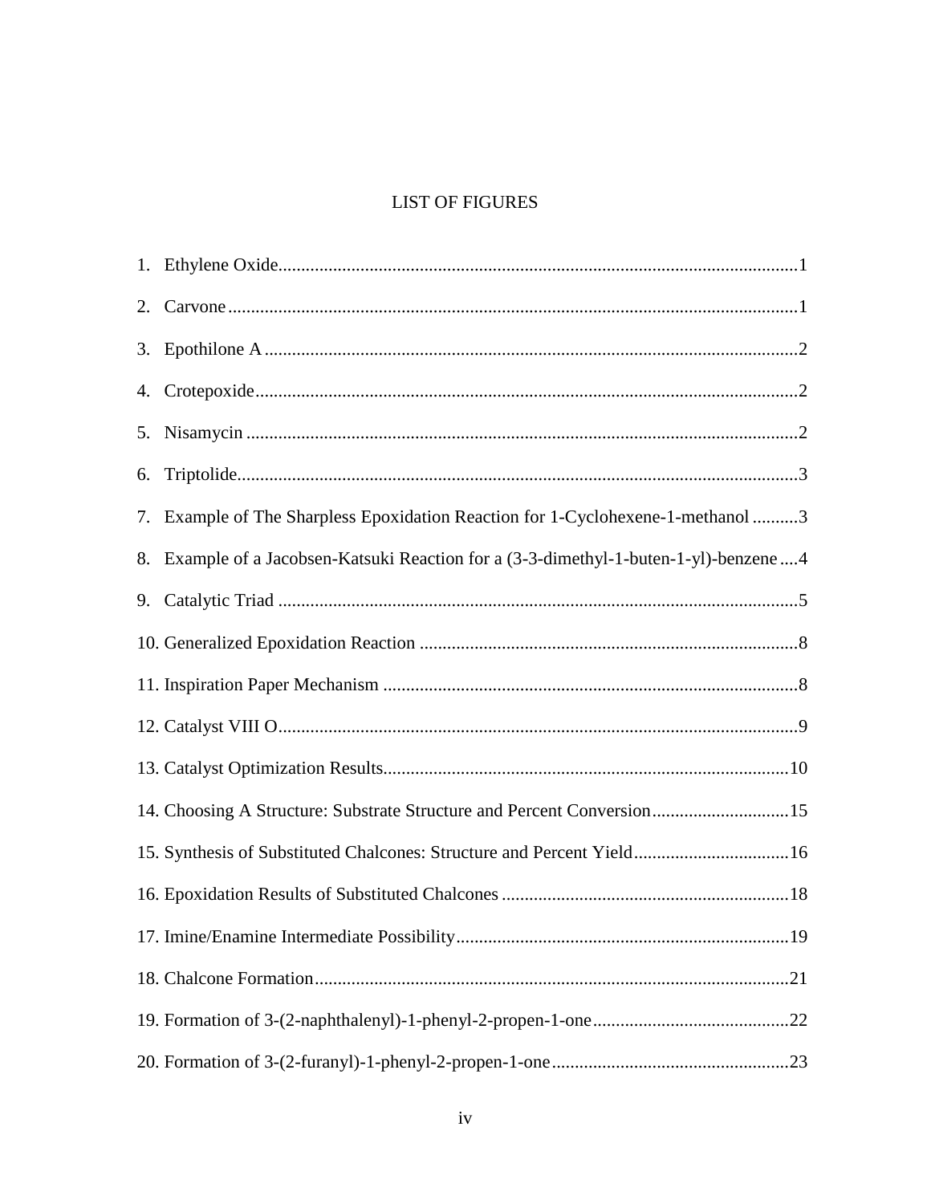# LIST OF FIGURES

1. Ethylene Oxide....................................................................................................................1
2. Carvone..............................................................................................................................1
3. Epothilone A.......................................................................................................................2
4. Crotepoxide........................................................................................................................2
5. Nisamycin ..........................................................................................................................2
6. Triptolide............................................................................................................................3
7. Example of The Sharpless Epoxidation Reaction for 1-Cyclohexene-1-methanol ..........3
8. Example of a Jacobsen-Katsuki Reaction for a (3-3-dimethyl-1-buten-1-yl)-benzene ....4
9. Catalytic Triad ...................................................................................................................5
10. Generalized Epoxidation Reaction ....................................................................................8
11. Inspiration Paper Mechanism ............................................................................................8
12. Catalyst VIII O...................................................................................................................9
13. Catalyst Optimization Results..........................................................................................10
14. Choosing A Structure: Substrate Structure and Percent Conversion...............................15
15. Synthesis of Substituted Chalcones: Structure and Percent Yield...................................16
16. Epoxidation Results of Substituted Chalcones ................................................................18
17. Imine/Enamine Intermediate Possibility..........................................................................19
18. Chalcone Formation.........................................................................................................21
19. Formation of 3-(2-naphthalenyl)-1-phenyl-2-propen-1-one............................................22
20. Formation of 3-(2-furanyl)-1-phenyl-2-propen-1-one.....................................................23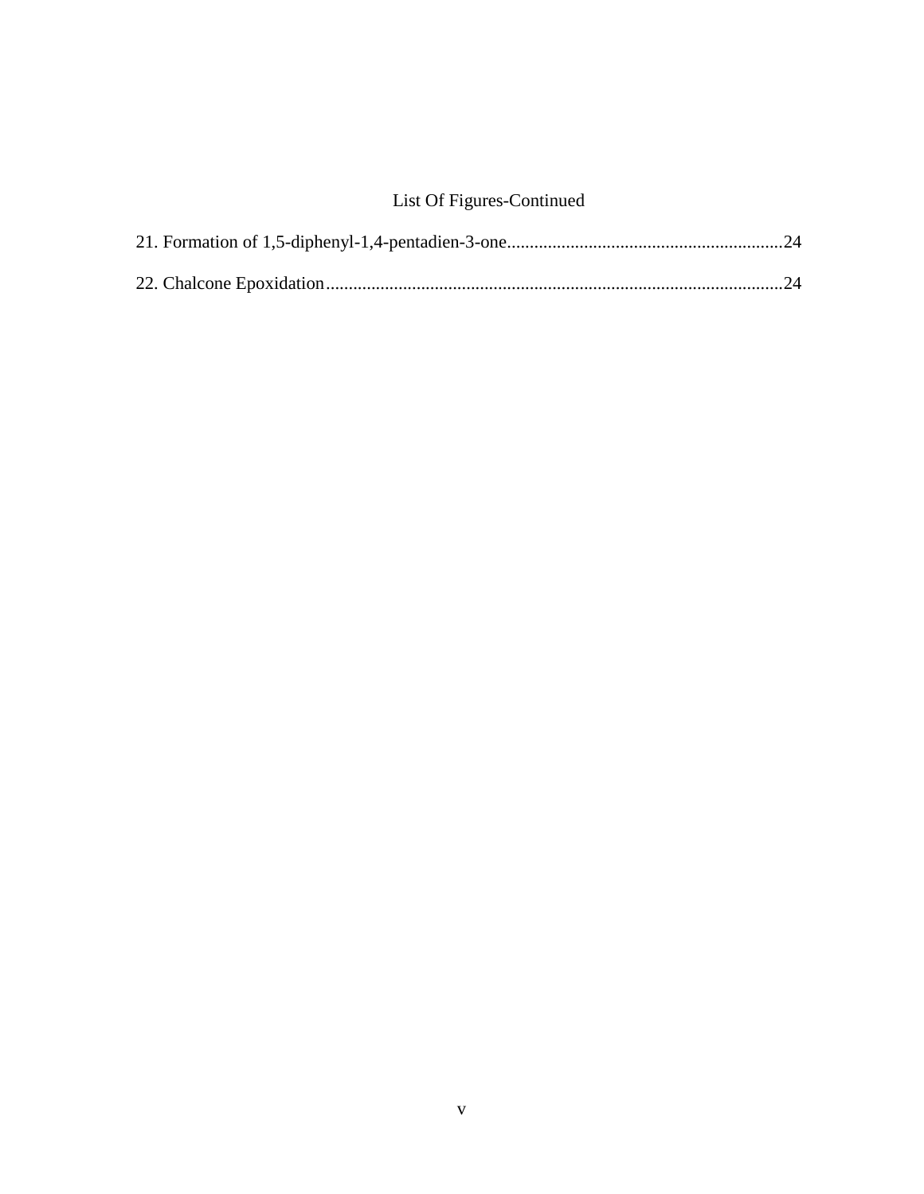## List Of Figures-Continued

21. Formation of 1,5-diphenyl-1,4-pentadien-3-one............................................................24

22. Chalcone Epoxidation....................................................................................................24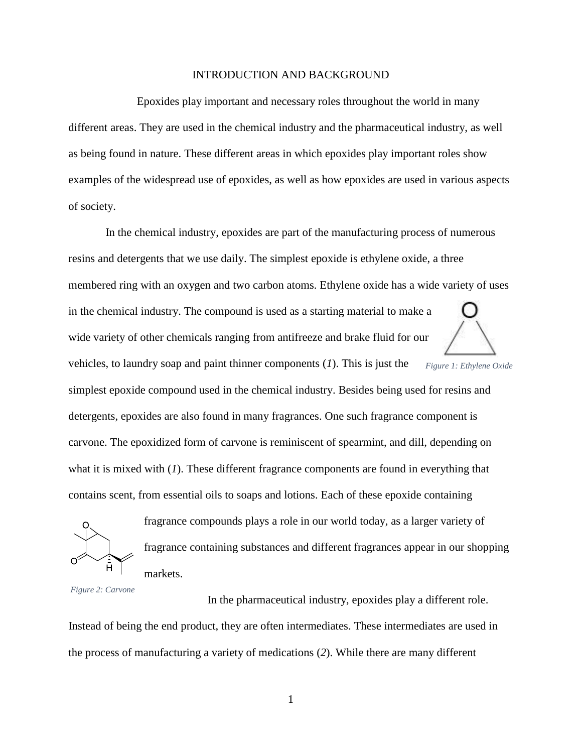## INTRODUCTION AND BACKGROUND

Epoxides play important and necessary roles throughout the world in many different areas. They are used in the chemical industry and the pharmaceutical industry, as well as being found in nature. These different areas in which epoxides play important roles show examples of the widespread use of epoxides, as well as how epoxides are used in various aspects of society.

In the chemical industry, epoxides are part of the manufacturing process of numerous resins and detergents that we use daily. The simplest epoxide is ethylene oxide, a three membered ring with an oxygen and two carbon atoms. Ethylene oxide has a wide variety of uses in the chemical industry. The compound is used as a starting material to make a wide variety of other chemicals ranging from antifreeze and brake fluid for our vehicles, to laundry soap and paint thinner components (*1*). This is just the simplest epoxide compound used in the chemical industry. Besides being used for resins and detergents, epoxides are also found in many fragrances. One such fragrance component is carvone. The epoxidized form of carvone is reminiscent of spearmint, and dill, depending on what it is mixed with (*1*). These different fragrance components are found in everything that contains scent, from essential oils to soaps and lotions. Each of these epoxide containing fragrance compounds plays a role in our world today, as a larger variety of fragrance containing substances and different fragrances appear in our shopping markets.

*Figure 1: Ethylene Oxide*

*Figure 2: Carvone*

In the pharmaceutical industry, epoxides play a different role. Instead of being the end product, they are often intermediates. These intermediates are used in the process of manufacturing a variety of medications (*2*). While there are many different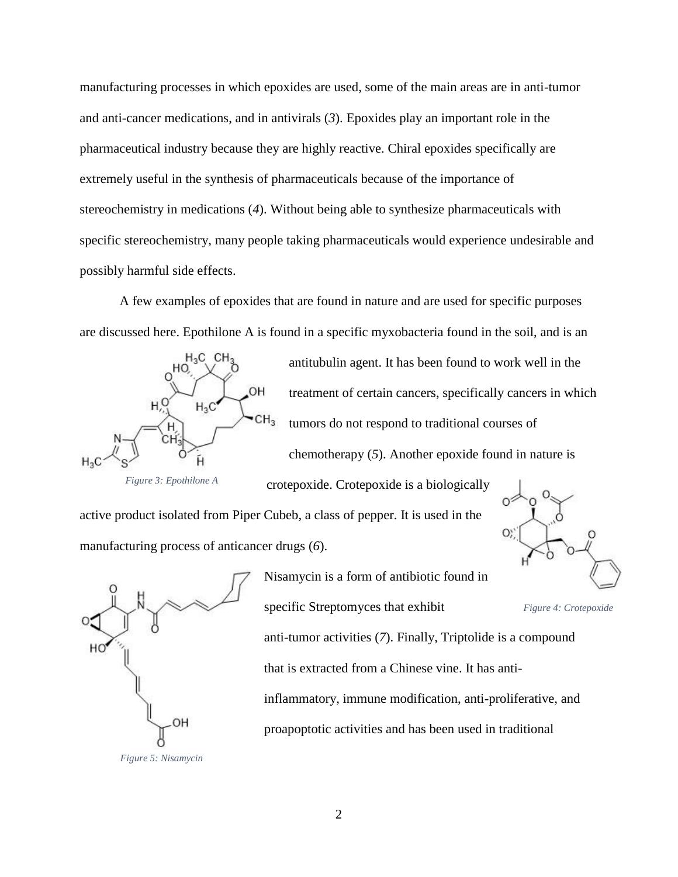manufacturing processes in which epoxides are used, some of the main areas are in anti-tumor and anti-cancer medications, and in antivirals (*3*). Epoxides play an important role in the pharmaceutical industry because they are highly reactive. Chiral epoxides specifically are extremely useful in the synthesis of pharmaceuticals because of the importance of stereochemistry in medications (*4*). Without being able to synthesize pharmaceuticals with specific stereochemistry, many people taking pharmaceuticals would experience undesirable and possibly harmful side effects.

A few examples of epoxides that are found in nature and are used for specific purposes are discussed here. Epothilone A is found in a specific myxobacteria found in the soil, and is an antitubulin agent. It has been found to work well in the treatment of certain cancers, specifically cancers in which tumors do not respond to traditional courses of chemotherapy (*5*). Another epoxide found in nature is crotepoxide. Crotepoxide is a biologically active product isolated from Piper Cubeb, a class of pepper. It is used in the manufacturing process of anticancer drugs (*6*).

*Figure 3: Epothilone A*

*Figure 4: Crotepoxide*

Nisamycin is a form of antibiotic found in specific Streptomyces that exhibit anti-tumor activities (*7*). Finally, Triptolide is a compound that is extracted from a Chinese vine. It has anti-inflammatory, immune modification, anti-proliferative, and proapoptotic activities and has been used in traditional

*Figure 5: Nisamycin*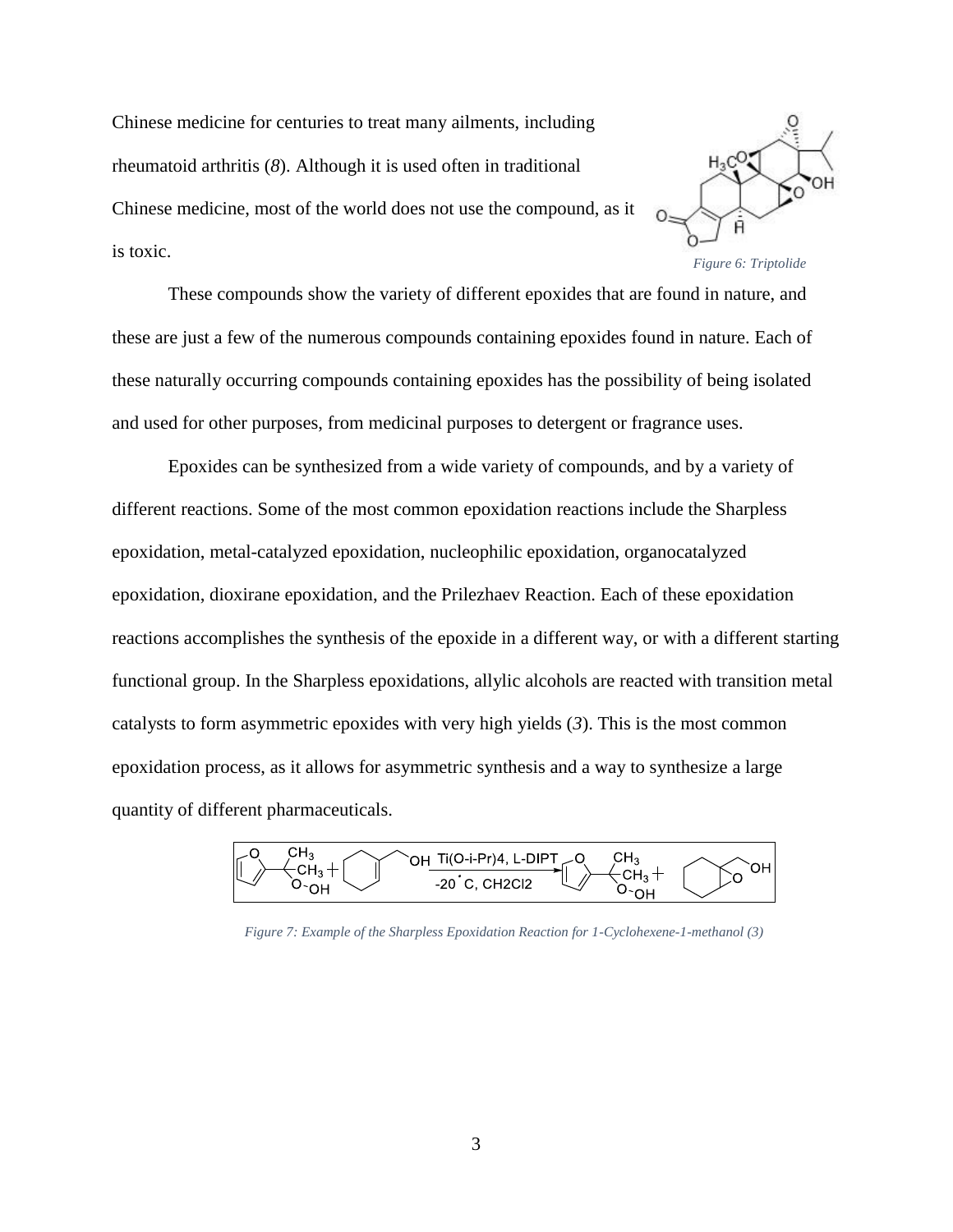Chinese medicine for centuries to treat many ailments, including rheumatoid arthritis (*8*). Although it is used often in traditional Chinese medicine, most of the world does not use the compound, as it is toxic.

*Figure 6: Triptolide*

These compounds show the variety of different epoxides that are found in nature, and these are just a few of the numerous compounds containing epoxides found in nature. Each of these naturally occurring compounds containing epoxides has the possibility of being isolated and used for other purposes, from medicinal purposes to detergent or fragrance uses.

Epoxides can be synthesized from a wide variety of compounds, and by a variety of different reactions. Some of the most common epoxidation reactions include the Sharpless epoxidation, metal-catalyzed epoxidation, nucleophilic epoxidation, organocatalyzed epoxidation, dioxirane epoxidation, and the Prilezhaev Reaction. Each of these epoxidation reactions accomplishes the synthesis of the epoxide in a different way, or with a different starting functional group. In the Sharpless epoxidations, allylic alcohols are reacted with transition metal catalysts to form asymmetric epoxides with very high yields (*3*). This is the most common epoxidation process, as it allows for asymmetric synthesis and a way to synthesize a large quantity of different pharmaceuticals.

*Figure 7: Example of the Sharpless Epoxidation Reaction for 1-Cyclohexene-1-methanol (3)*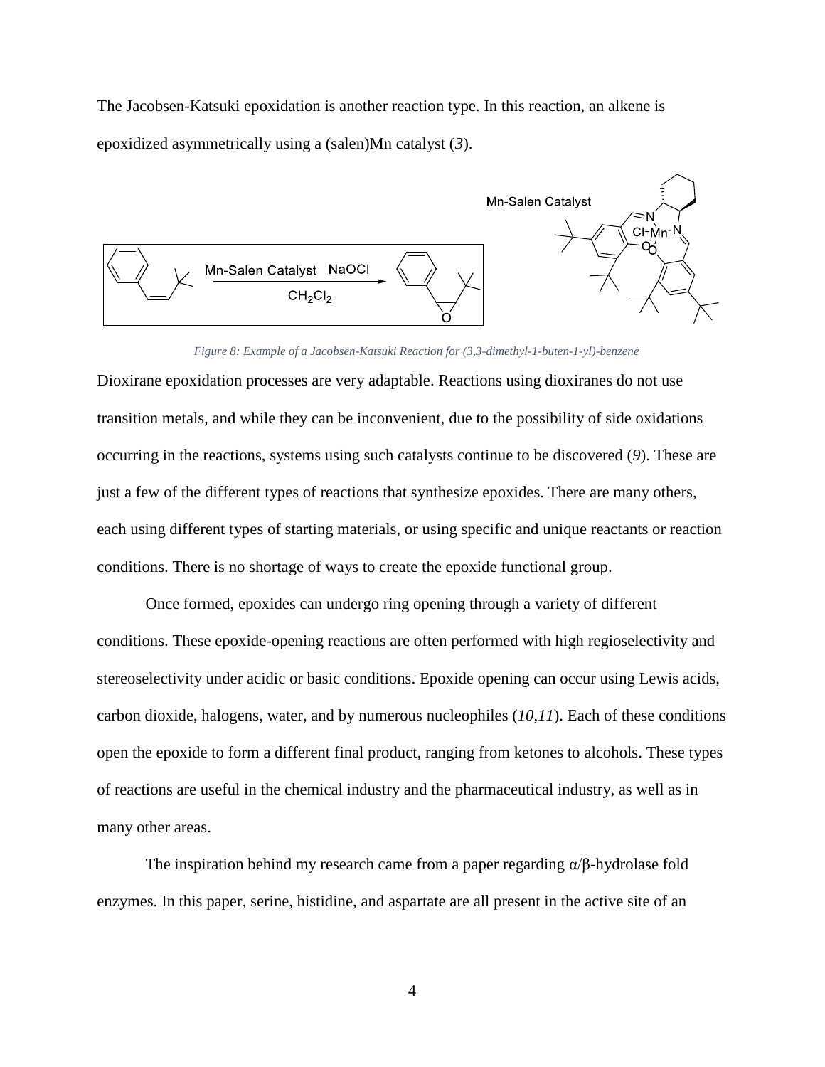The Jacobsen-Katsuki epoxidation is another reaction type. In this reaction, an alkene is epoxidized asymmetrically using a (salen)Mn catalyst (*3*).

*Figure 8: Example of a Jacobsen-Katsuki Reaction for (3,3-dimethyl-1-buten-1-yl)-benzene*

Dioxirane epoxidation processes are very adaptable. Reactions using dioxiranes do not use transition metals, and while they can be inconvenient, due to the possibility of side oxidations occurring in the reactions, systems using such catalysts continue to be discovered (*9*). These are just a few of the different types of reactions that synthesize epoxides. There are many others, each using different types of starting materials, or using specific and unique reactants or reaction conditions. There is no shortage of ways to create the epoxide functional group.

Once formed, epoxides can undergo ring opening through a variety of different conditions. These epoxide-opening reactions are often performed with high regioselectivity and stereoselectivity under acidic or basic conditions. Epoxide opening can occur using Lewis acids, carbon dioxide, halogens, water, and by numerous nucleophiles (*10,11*). Each of these conditions open the epoxide to form a different final product, ranging from ketones to alcohols. These types of reactions are useful in the chemical industry and the pharmaceutical industry, as well as in many other areas.

The inspiration behind my research came from a paper regarding α/β-hydrolase fold enzymes. In this paper, serine, histidine, and aspartate are all present in the active site of an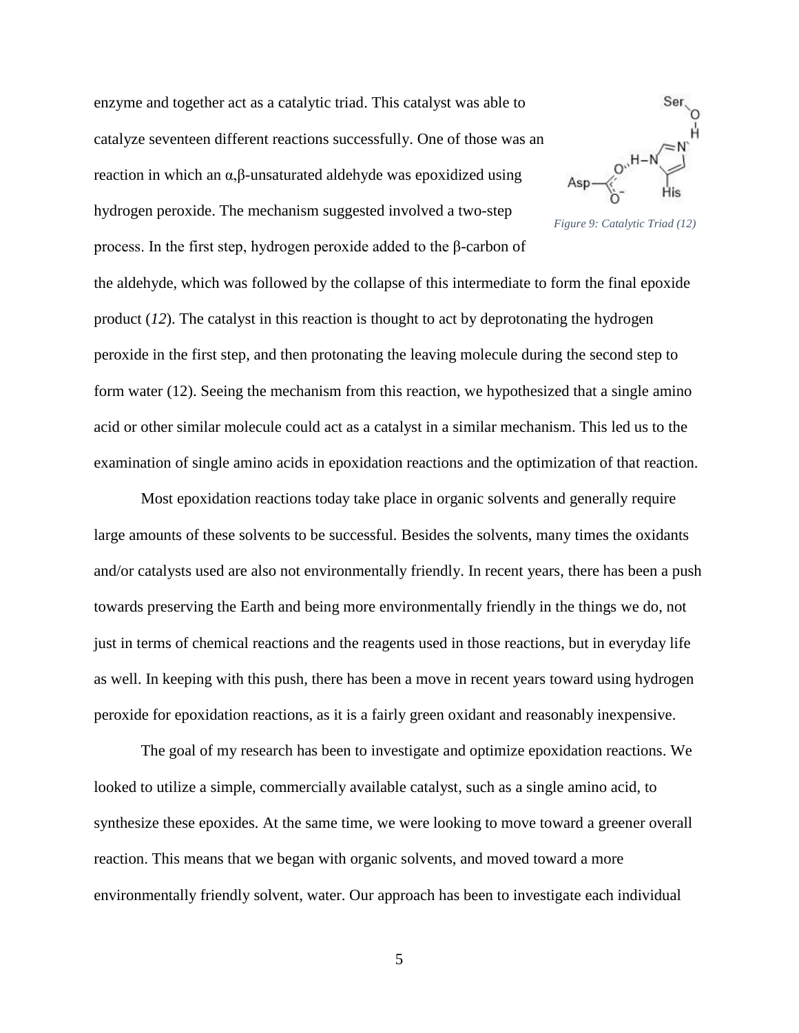enzyme and together act as a catalytic triad. This catalyst was able to catalyze seventeen different reactions successfully. One of those was an reaction in which an α,β-unsaturated aldehyde was epoxidized using hydrogen peroxide. The mechanism suggested involved a two-step process. In the first step, hydrogen peroxide added to the β-carbon of the aldehyde, which was followed by the collapse of this intermediate to form the final epoxide product (*12*). The catalyst in this reaction is thought to act by deprotonating the hydrogen peroxide in the first step, and then protonating the leaving molecule during the second step to form water (12). Seeing the mechanism from this reaction, we hypothesized that a single amino acid or other similar molecule could act as a catalyst in a similar mechanism. This led us to the examination of single amino acids in epoxidation reactions and the optimization of that reaction.

*Figure 9: Catalytic Triad (12)*

Most epoxidation reactions today take place in organic solvents and generally require large amounts of these solvents to be successful. Besides the solvents, many times the oxidants and/or catalysts used are also not environmentally friendly. In recent years, there has been a push towards preserving the Earth and being more environmentally friendly in the things we do, not just in terms of chemical reactions and the reagents used in those reactions, but in everyday life as well. In keeping with this push, there has been a move in recent years toward using hydrogen peroxide for epoxidation reactions, as it is a fairly green oxidant and reasonably inexpensive.

The goal of my research has been to investigate and optimize epoxidation reactions. We looked to utilize a simple, commercially available catalyst, such as a single amino acid, to synthesize these epoxides. At the same time, we were looking to move toward a greener overall reaction. This means that we began with organic solvents, and moved toward a more environmentally friendly solvent, water. Our approach has been to investigate each individual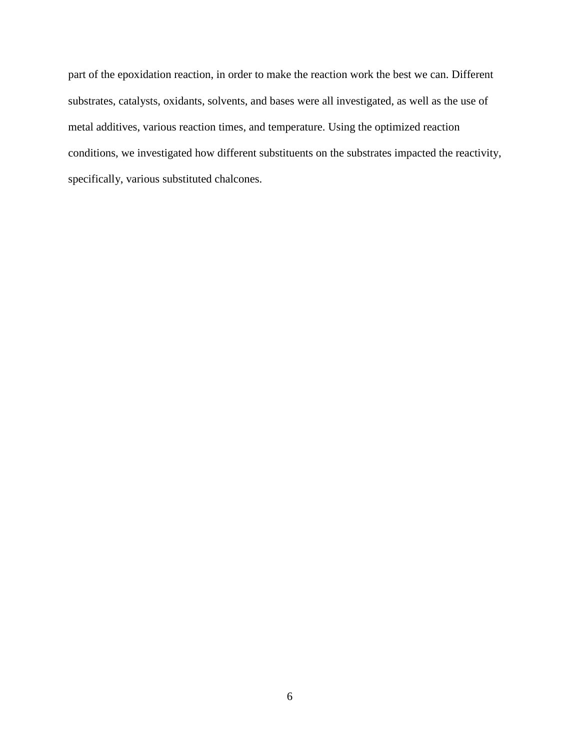part of the epoxidation reaction, in order to make the reaction work the best we can. Different substrates, catalysts, oxidants, solvents, and bases were all investigated, as well as the use of metal additives, various reaction times, and temperature. Using the optimized reaction conditions, we investigated how different substituents on the substrates impacted the reactivity, specifically, various substituted chalcones.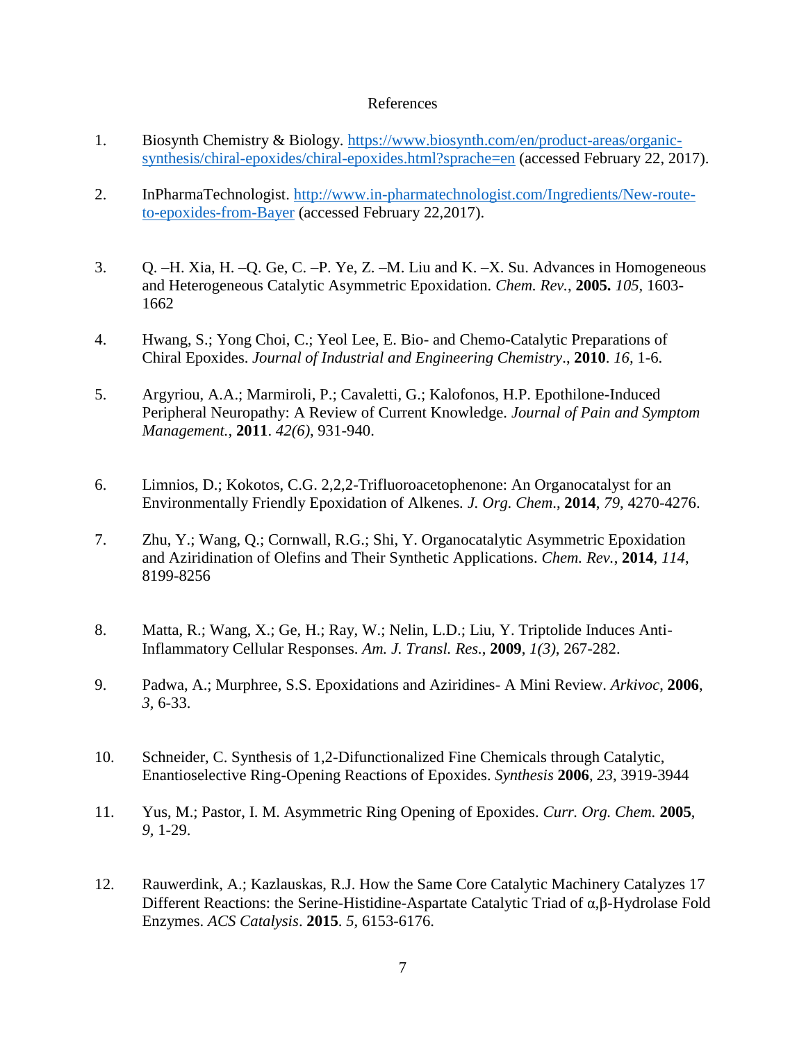References

1. Biosynth Chemistry & Biology. [https://www.biosynth.com/en/product-areas/organic-synthesis/chiral-epoxides/chiral-epoxides.html?sprache=en](https://www.biosynth.com/en/product-areas/organic-synthesis/chiral-epoxides/chiral-epoxides.html?sprache=en) (accessed February 22, 2017).

2. InPharmaTechnologist. [http://www.in-pharmatechnologist.com/Ingredients/New-route-to-epoxides-from-Bayer](http://www.in-pharmatechnologist.com/Ingredients/New-route-to-epoxides-from-Bayer) (accessed February 22,2017).

3. Q. –H. Xia, H. –Q. Ge, C. –P. Ye, Z. –M. Liu and K. –X. Su. Advances in Homogeneous and Heterogeneous Catalytic Asymmetric Epoxidation. *Chem. Rev.*, **2005.** *105*, 1603-1662

4. Hwang, S.; Yong Choi, C.; Yeol Lee, E. Bio- and Chemo-Catalytic Preparations of Chiral Epoxides. *Journal of Industrial and Engineering Chemistry*., **2010**. *16,* 1-6.

5. Argyriou, A.A.; Marmiroli, P.; Cavaletti, G.; Kalofonos, H.P. Epothilone-Induced Peripheral Neuropathy: A Review of Current Knowledge. *Journal of Pain and Symptom Management.*, **2011**. *42(6)*, 931-940.

6. Limnios, D.; Kokotos, C.G. 2,2,2-Trifluoroacetophenone: An Organocatalyst for an Environmentally Friendly Epoxidation of Alkenes*. J. Org. Chem*., **2014**, *79*, 4270-4276.

7. Zhu, Y.; Wang, Q.; Cornwall, R.G.; Shi, Y. Organocatalytic Asymmetric Epoxidation and Aziridination of Olefins and Their Synthetic Applications. *Chem. Rev.*, **2014**, *114*, 8199-8256

8. Matta, R.; Wang, X.; Ge, H.; Ray, W.; Nelin, L.D.; Liu, Y. Triptolide Induces Anti-Inflammatory Cellular Responses. *Am. J. Transl. Res.*, **2009**, *1(3)*, 267-282.

9. Padwa, A.; Murphree, S.S. Epoxidations and Aziridines- A Mini Review. *Arkivoc*, **2006**, *3*, 6-33.

10. Schneider, C. Synthesis of 1,2-Difunctionalized Fine Chemicals through Catalytic, Enantioselective Ring-Opening Reactions of Epoxides. *Synthesis* **2006**, *23*, 3919-3944

11. Yus, M.; Pastor, I. M. Asymmetric Ring Opening of Epoxides. *Curr. Org. Chem.* **2005**, *9*, 1-29.

12. Rauwerdink, A.; Kazlauskas, R.J. How the Same Core Catalytic Machinery Catalyzes 17 Different Reactions: the Serine-Histidine-Aspartate Catalytic Triad of α,β-Hydrolase Fold Enzymes. *ACS Catalysis*. **2015**. *5*, 6153-6176.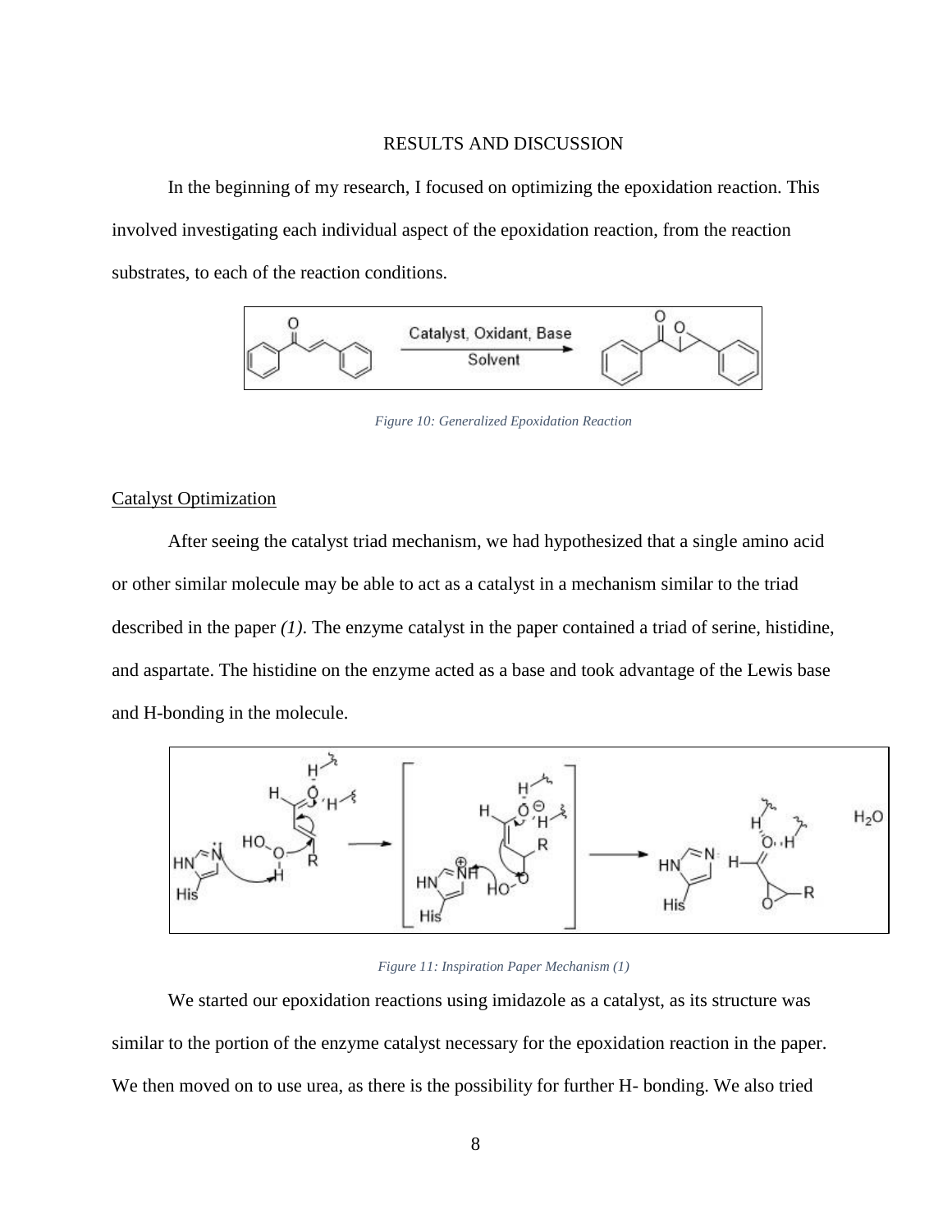RESULTS AND DISCUSSION

In the beginning of my research, I focused on optimizing the epoxidation reaction. This involved investigating each individual aspect of the epoxidation reaction, from the reaction substrates, to each of the reaction conditions.

*Figure 10: Generalized Epoxidation Reaction*

Catalyst Optimization

After seeing the catalyst triad mechanism, we had hypothesized that a single amino acid or other similar molecule may be able to act as a catalyst in a mechanism similar to the triad described in the paper *(1)*. The enzyme catalyst in the paper contained a triad of serine, histidine, and aspartate. The histidine on the enzyme acted as a base and took advantage of the Lewis base and H-bonding in the molecule.

*Figure 11: Inspiration Paper Mechanism (1)*

We started our epoxidation reactions using imidazole as a catalyst, as its structure was similar to the portion of the enzyme catalyst necessary for the epoxidation reaction in the paper. We then moved on to use urea, as there is the possibility for further H- bonding. We also tried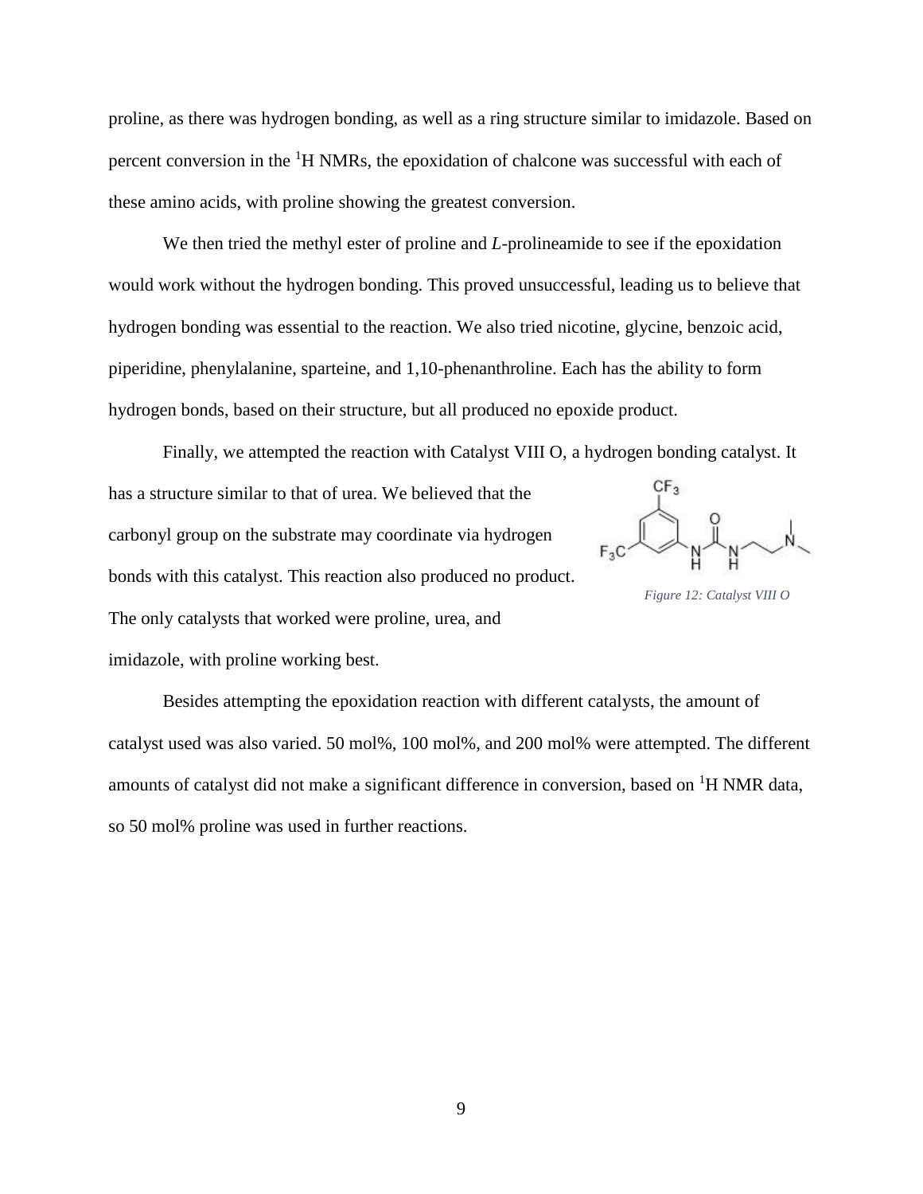proline, as there was hydrogen bonding, as well as a ring structure similar to imidazole. Based on percent conversion in the $^{1}$H NMRs, the epoxidation of chalcone was successful with each of these amino acids, with proline showing the greatest conversion.

We then tried the methyl ester of proline and *L*-prolineamide to see if the epoxidation would work without the hydrogen bonding. This proved unsuccessful, leading us to believe that hydrogen bonding was essential to the reaction. We also tried nicotine, glycine, benzoic acid, piperidine, phenylalanine, sparteine, and 1,10-phenanthroline. Each has the ability to form hydrogen bonds, based on their structure, but all produced no epoxide product.

Finally, we attempted the reaction with Catalyst VIII O, a hydrogen bonding catalyst. It has a structure similar to that of urea. We believed that the carbonyl group on the substrate may coordinate via hydrogen bonds with this catalyst. This reaction also produced no product. The only catalysts that worked were proline, urea, and imidazole, with proline working best.

*Figure 12: Catalyst VIII O*

Besides attempting the epoxidation reaction with different catalysts, the amount of catalyst used was also varied. 50 mol%, 100 mol%, and 200 mol% were attempted. The different amounts of catalyst did not make a significant difference in conversion, based on $^{1}$H NMR data, so 50 mol% proline was used in further reactions.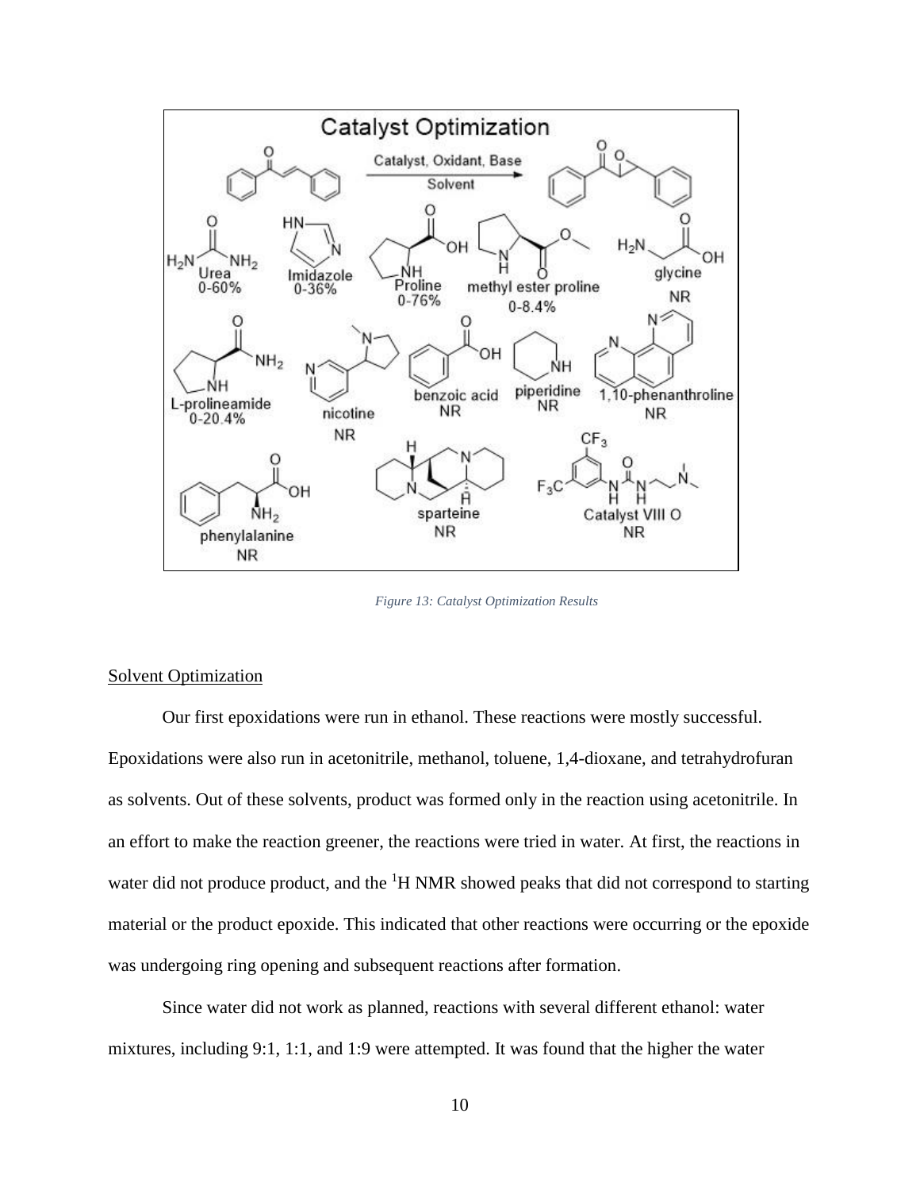Figure 13: Catalyst Optimization Results

## Solvent Optimization

Our first epoxidations were run in ethanol. These reactions were mostly successful. Epoxidations were also run in acetonitrile, methanol, toluene, 1,4-dioxane, and tetrahydrofuran as solvents. Out of these solvents, product was formed only in the reaction using acetonitrile. In an effort to make the reaction greener, the reactions were tried in water. At first, the reactions in water did not produce product, and the $^{1}$H NMR showed peaks that did not correspond to starting material or the product epoxide. This indicated that other reactions were occurring or the epoxide was undergoing ring opening and subsequent reactions after formation.

Since water did not work as planned, reactions with several different ethanol: water mixtures, including 9:1, 1:1, and 1:9 were attempted. It was found that the higher the water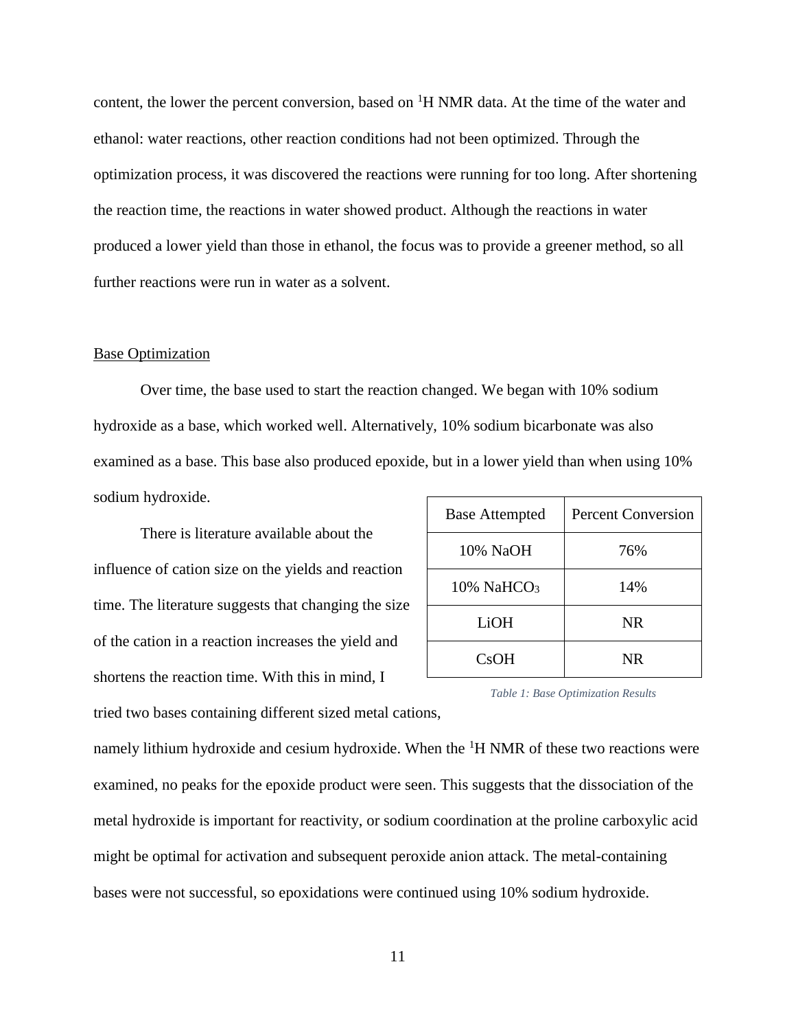content, the lower the percent conversion, based on $^{1}$H NMR data. At the time of the water and ethanol: water reactions, other reaction conditions had not been optimized. Through the optimization process, it was discovered the reactions were running for too long. After shortening the reaction time, the reactions in water showed product. Although the reactions in water produced a lower yield than those in ethanol, the focus was to provide a greener method, so all further reactions were run in water as a solvent.

Base Optimization

Over time, the base used to start the reaction changed. We began with 10% sodium hydroxide as a base, which worked well. Alternatively, 10% sodium bicarbonate was also examined as a base. This base also produced epoxide, but in a lower yield than when using 10% sodium hydroxide.

There is literature available about the influence of cation size on the yields and reaction time. The literature suggests that changing the size of the cation in a reaction increases the yield and shortens the reaction time. With this in mind, I tried two bases containing different sized metal cations, namely lithium hydroxide and cesium hydroxide. When the $^{1}$H NMR of these two reactions were examined, no peaks for the epoxide product were seen. This suggests that the dissociation of the metal hydroxide is important for reactivity, or sodium coordination at the proline carboxylic acid might be optimal for activation and subsequent peroxide anion attack. The metal-containing bases were not successful, so epoxidations were continued using 10% sodium hydroxide.

| Base Attempted | Percent Conversion |
| --- | --- |
| 10% NaOH | 76% |
| 10% $NaHCO_3$ | 14% |
| LiOH | NR |
| CsOH | NR |

*Table 1: Base Optimization Results*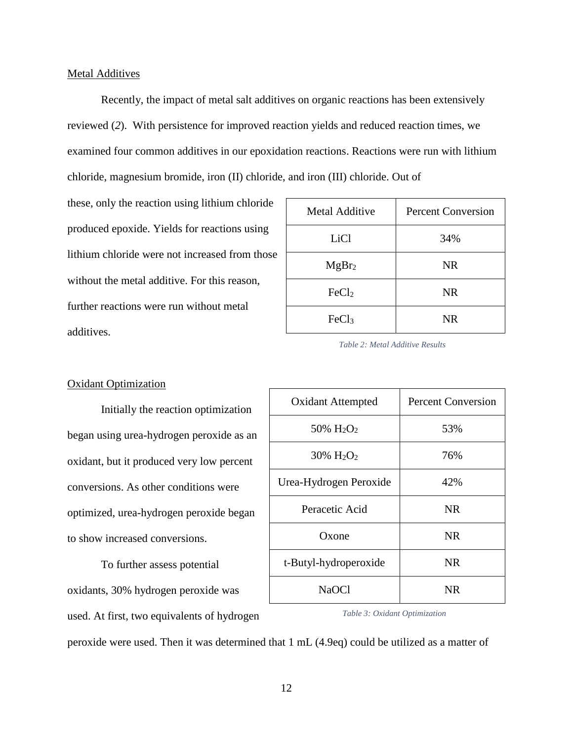Metal Additives

Recently, the impact of metal salt additives on organic reactions has been extensively reviewed (*2*). With persistence for improved reaction yields and reduced reaction times, we examined four common additives in our epoxidation reactions. Reactions were run with lithium chloride, magnesium bromide, iron (II) chloride, and iron (III) chloride. Out of these, only the reaction using lithium chloride produced epoxide. Yields for reactions using lithium chloride were not increased from those without the metal additive. For this reason, further reactions were run without metal additives.

| Metal Additive | Percent Conversion |
|---|---|
| LiCl | 34% |
| $MgBr_2$ | NR |
| $FeCl_2$ | NR |
| $FeCl_3$ | NR |

*Table 2: Metal Additive Results*

Oxidant Optimization

Initially the reaction optimization began using urea-hydrogen peroxide as an oxidant, but it produced very low percent conversions. As other conditions were optimized, urea-hydrogen peroxide began to show increased conversions.

To further assess potential oxidants, 30% hydrogen peroxide was used. At first, two equivalents of hydrogen peroxide were used. Then it was determined that 1 mL (4.9eq) could be utilized as a matter of

| Oxidant Attempted | Percent Conversion |
|---|---|
| 50% $H_2O_2$ | 53% |
| 30% $H_2O_2$ | 76% |
| Urea-Hydrogen Peroxide | 42% |
| Peracetic Acid | NR |
| Oxone | NR |
| t-Butyl-hydroperoxide | NR |
| NaOCl | NR |

*Table 3: Oxidant Optimization*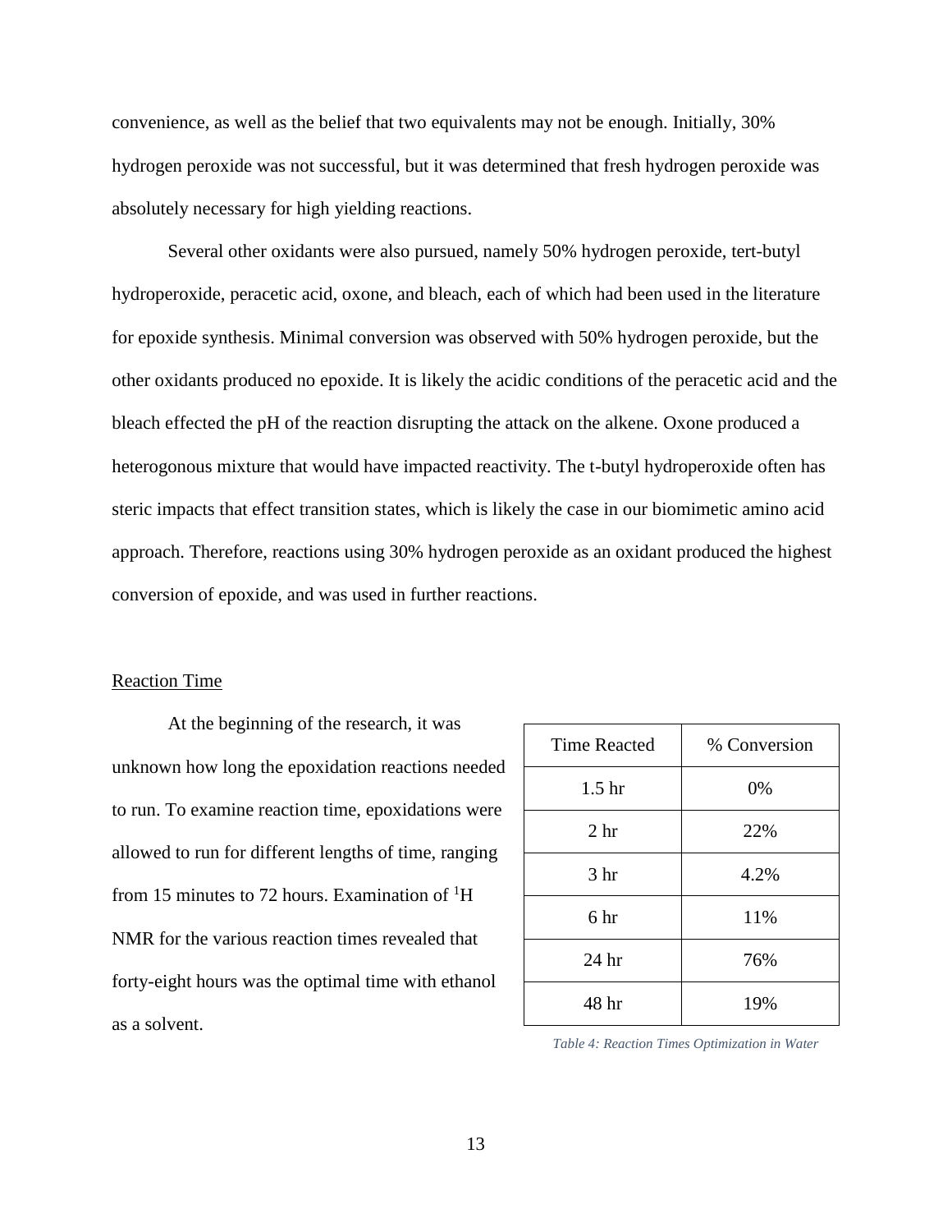convenience, as well as the belief that two equivalents may not be enough. Initially, 30% hydrogen peroxide was not successful, but it was determined that fresh hydrogen peroxide was absolutely necessary for high yielding reactions.

Several other oxidants were also pursued, namely 50% hydrogen peroxide, tert-butyl hydroperoxide, peracetic acid, oxone, and bleach, each of which had been used in the literature for epoxide synthesis. Minimal conversion was observed with 50% hydrogen peroxide, but the other oxidants produced no epoxide. It is likely the acidic conditions of the peracetic acid and the bleach effected the pH of the reaction disrupting the attack on the alkene. Oxone produced a heterogonous mixture that would have impacted reactivity. The t-butyl hydroperoxide often has steric impacts that effect transition states, which is likely the case in our biomimetic amino acid approach. Therefore, reactions using 30% hydrogen peroxide as an oxidant produced the highest conversion of epoxide, and was used in further reactions.

## Reaction Time

At the beginning of the research, it was unknown how long the epoxidation reactions needed to run. To examine reaction time, epoxidations were allowed to run for different lengths of time, ranging from 15 minutes to 72 hours. Examination of $^{1}$H NMR for the various reaction times revealed that forty-eight hours was the optimal time with ethanol as a solvent.

| Time Reacted | % Conversion |
|---|---|
| 1.5 hr | 0% |
| 2 hr | 22% |
| 3 hr | 4.2% |
| 6 hr | 11% |
| 24 hr | 76% |
| 48 hr | 19% |

*Table 4: Reaction Times Optimization in Water*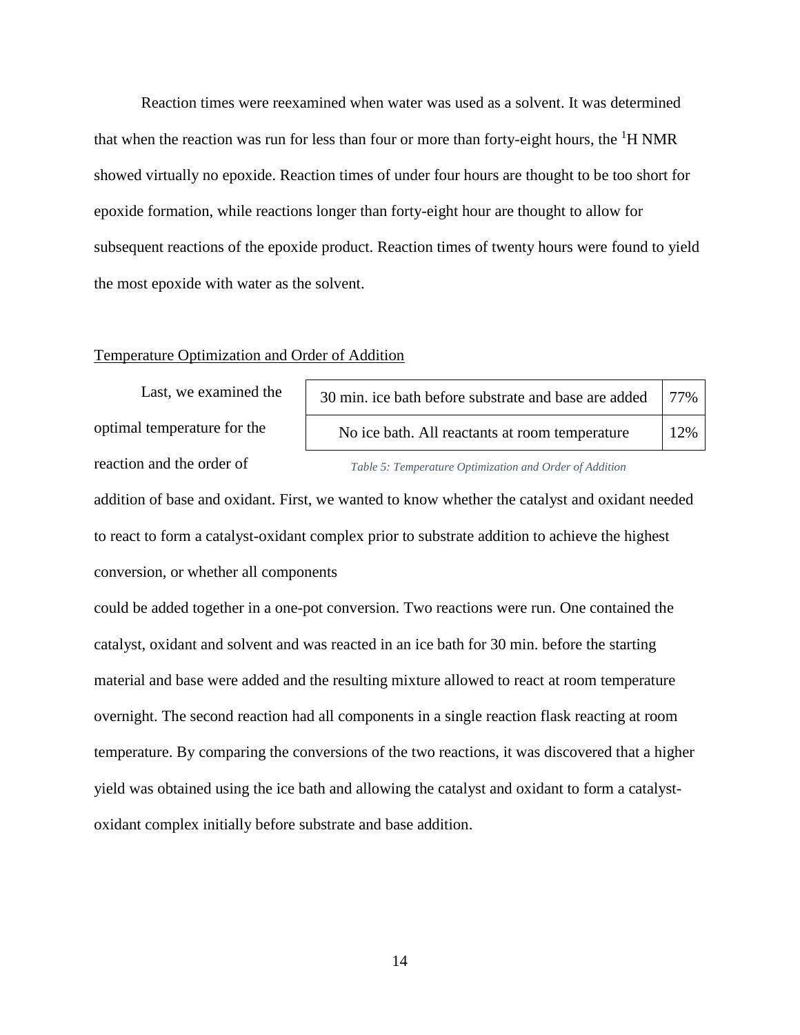Reaction times were reexamined when water was used as a solvent. It was determined that when the reaction was run for less than four or more than forty-eight hours, the $^{1}$H NMR showed virtually no epoxide. Reaction times of under four hours are thought to be too short for epoxide formation, while reactions longer than forty-eight hour are thought to allow for subsequent reactions of the epoxide product. Reaction times of twenty hours were found to yield the most epoxide with water as the solvent.

Temperature Optimization and Order of Addition

Last, we examined the optimal temperature for the reaction and the order of addition of base and oxidant. First, we wanted to know whether the catalyst and oxidant needed to react to form a catalyst-oxidant complex prior to substrate addition to achieve the highest conversion, or whether all components could be added together in a one-pot conversion. Two reactions were run. One contained the catalyst, oxidant and solvent and was reacted in an ice bath for 30 min. before the starting material and base were added and the resulting mixture allowed to react at room temperature overnight. The second reaction had all components in a single reaction flask reacting at room temperature. By comparing the conversions of the two reactions, it was discovered that a higher yield was obtained using the ice bath and allowing the catalyst and oxidant to form a catalyst-oxidant complex initially before substrate and base addition.

| | |
|---|---|
| 30 min. ice bath before substrate and base are added | 77% |
| No ice bath. All reactants at room temperature | 12% |

*Table 5: Temperature Optimization and Order of Addition*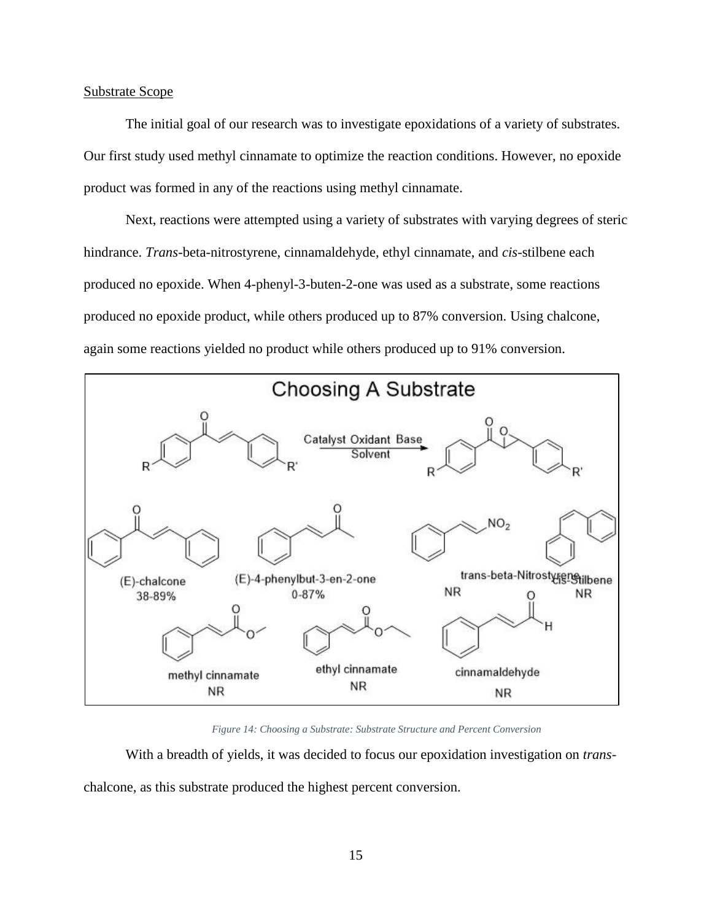Substrate Scope

The initial goal of our research was to investigate epoxidations of a variety of substrates. Our first study used methyl cinnamate to optimize the reaction conditions. However, no epoxide product was formed in any of the reactions using methyl cinnamate.

Next, reactions were attempted using a variety of substrates with varying degrees of steric hindrance. *Trans*-beta-nitrostyrene, cinnamaldehyde, ethyl cinnamate, and *cis*-stilbene each produced no epoxide. When 4-phenyl-3-buten-2-one was used as a substrate, some reactions produced no epoxide product, while others produced up to 87% conversion. Using chalcone, again some reactions yielded no product while others produced up to 91% conversion.

*Figure 14: Choosing a Substrate: Substrate Structure and Percent Conversion*

With a breadth of yields, it was decided to focus our epoxidation investigation on *trans*-chalcone, as this substrate produced the highest percent conversion.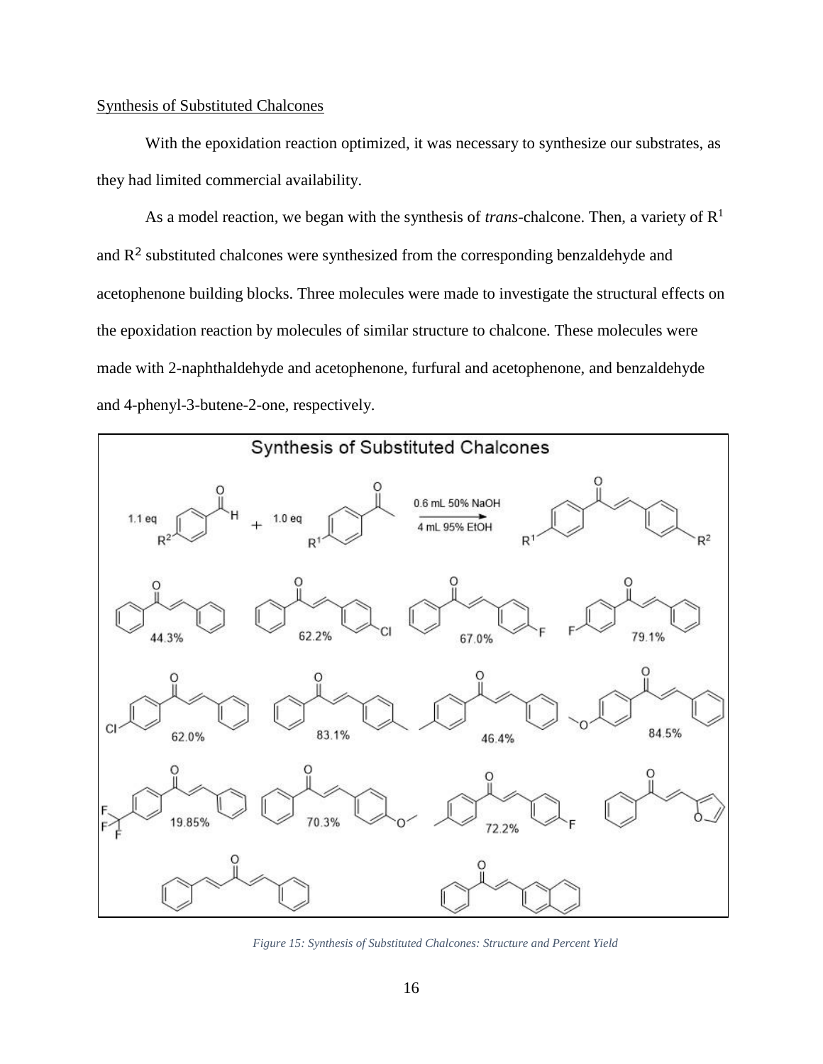## Synthesis of Substituted Chalcones

With the epoxidation reaction optimized, it was necessary to synthesize our substrates, as they had limited commercial availability.

As a model reaction, we began with the synthesis of *trans*-chalcone. Then, a variety of $R^1$ and $R^2$ substituted chalcones were synthesized from the corresponding benzaldehyde and acetophenone building blocks. Three molecules were made to investigate the structural effects on the epoxidation reaction by molecules of similar structure to chalcone. These molecules were made with 2-naphthaldehyde and acetophenone, furfural and acetophenone, and benzaldehyde and 4-phenyl-3-butene-2-one, respectively.

*Figure 15: Synthesis of Substituted Chalcones: Structure and Percent Yield*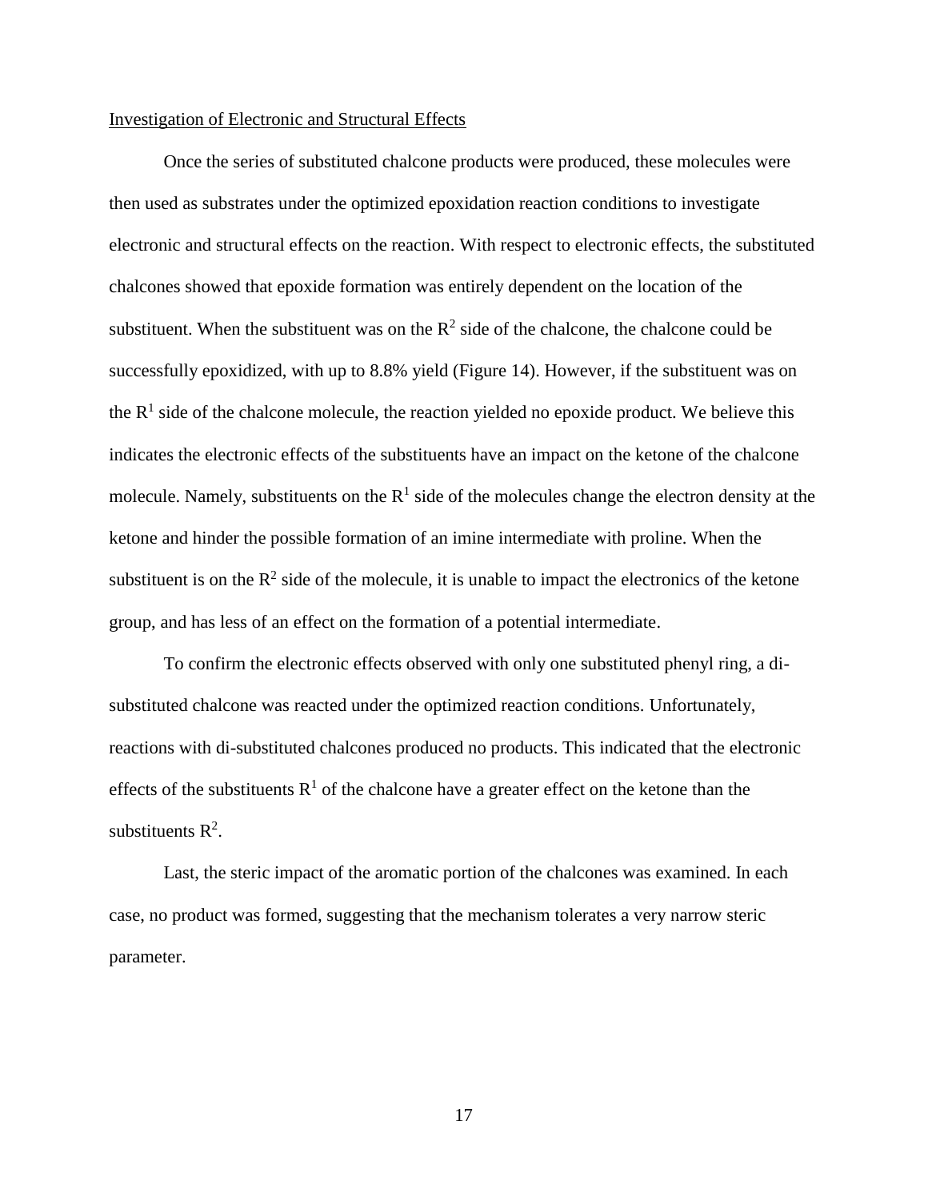Investigation of Electronic and Structural Effects

Once the series of substituted chalcone products were produced, these molecules were then used as substrates under the optimized epoxidation reaction conditions to investigate electronic and structural effects on the reaction. With respect to electronic effects, the substituted chalcones showed that epoxide formation was entirely dependent on the location of the substituent. When the substituent was on the $R^2$ side of the chalcone, the chalcone could be successfully epoxidized, with up to 8.8% yield (Figure 14). However, if the substituent was on the $R^1$ side of the chalcone molecule, the reaction yielded no epoxide product. We believe this indicates the electronic effects of the substituents have an impact on the ketone of the chalcone molecule. Namely, substituents on the $R^1$ side of the molecules change the electron density at the ketone and hinder the possible formation of an imine intermediate with proline. When the substituent is on the $R^2$ side of the molecule, it is unable to impact the electronics of the ketone group, and has less of an effect on the formation of a potential intermediate.

To confirm the electronic effects observed with only one substituted phenyl ring, a di-substituted chalcone was reacted under the optimized reaction conditions. Unfortunately, reactions with di-substituted chalcones produced no products. This indicated that the electronic effects of the substituents $R^1$ of the chalcone have a greater effect on the ketone than the substituents $R^2$.

Last, the steric impact of the aromatic portion of the chalcones was examined. In each case, no product was formed, suggesting that the mechanism tolerates a very narrow steric parameter.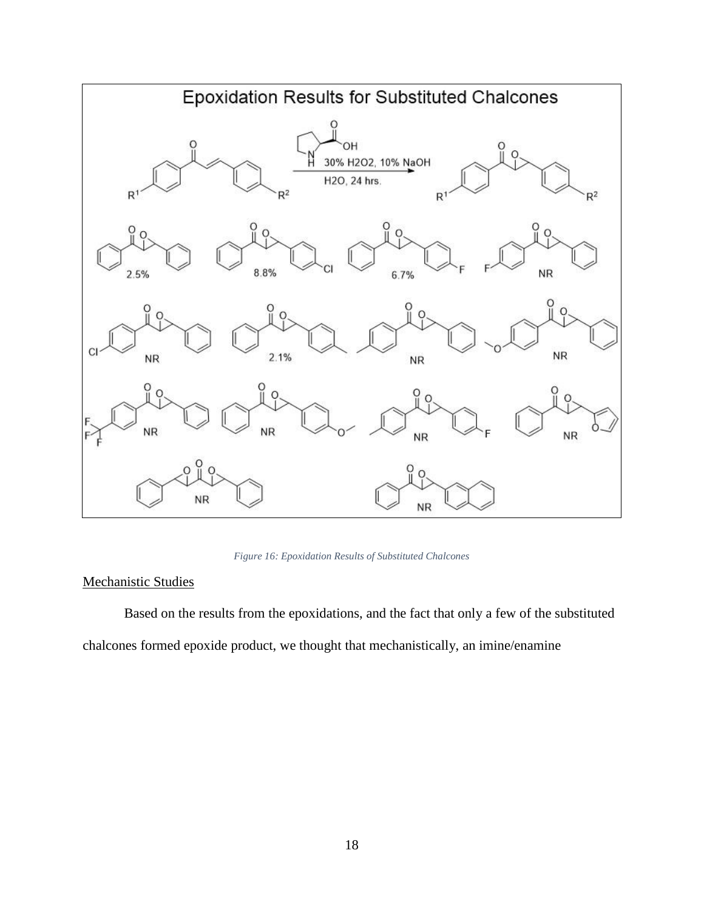*Figure 16: Epoxidation Results of Substituted Chalcones*

Mechanistic Studies

Based on the results from the epoxidations, and the fact that only a few of the substituted chalcones formed epoxide product, we thought that mechanistically, an imine/enamine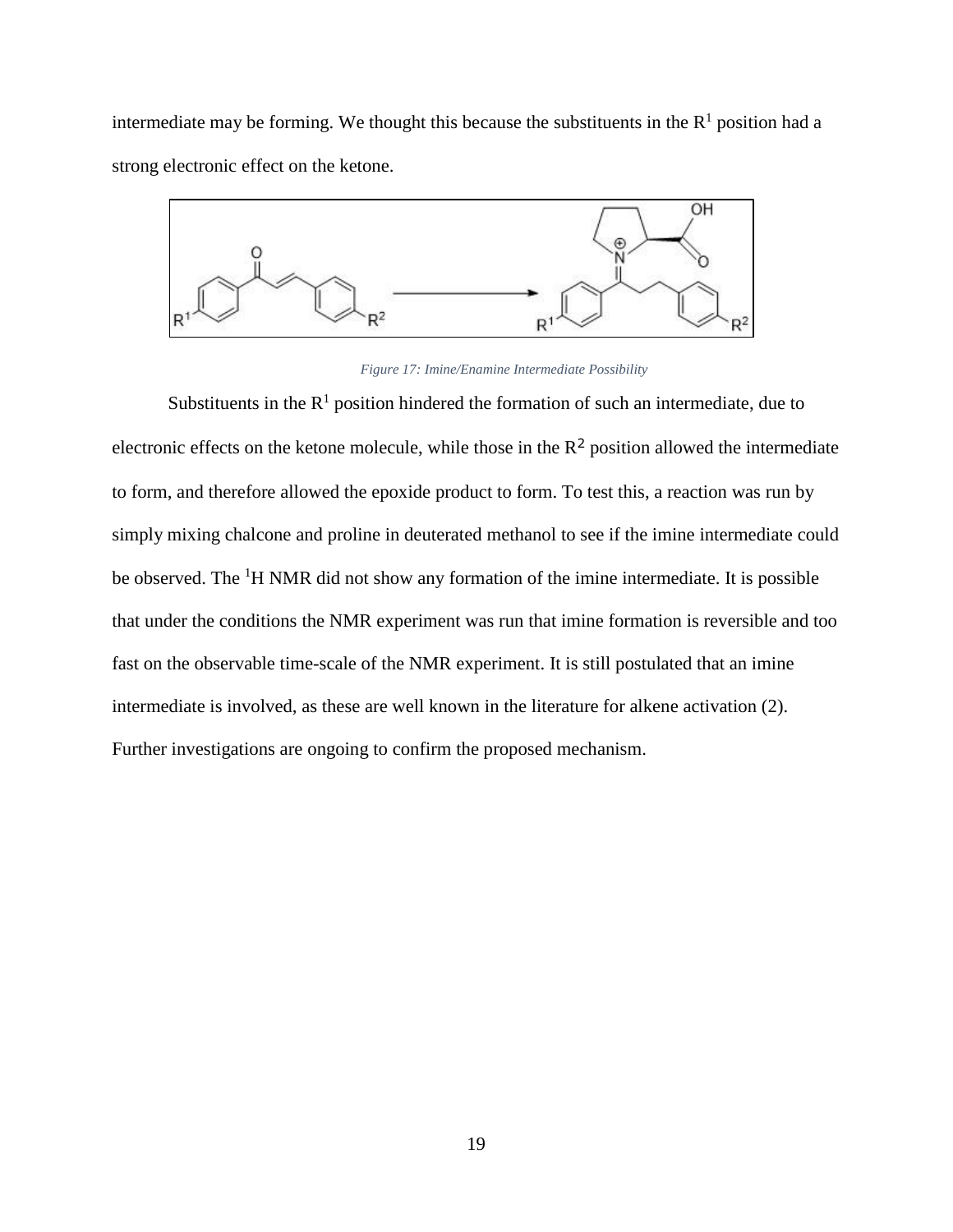intermediate may be forming. We thought this because the substituents in the $R^1$ position had a strong electronic effect on the ketone.

*Figure 17: Imine/Enamine Intermediate Possibility*

Substituents in the $R^1$ position hindered the formation of such an intermediate, due to electronic effects on the ketone molecule, while those in the $R^2$ position allowed the intermediate to form, and therefore allowed the epoxide product to form. To test this, a reaction was run by simply mixing chalcone and proline in deuterated methanol to see if the imine intermediate could be observed. The $^1$H NMR did not show any formation of the imine intermediate. It is possible that under the conditions the NMR experiment was run that imine formation is reversible and too fast on the observable time-scale of the NMR experiment. It is still postulated that an imine intermediate is involved, as these are well known in the literature for alkene activation (2). Further investigations are ongoing to confirm the proposed mechanism.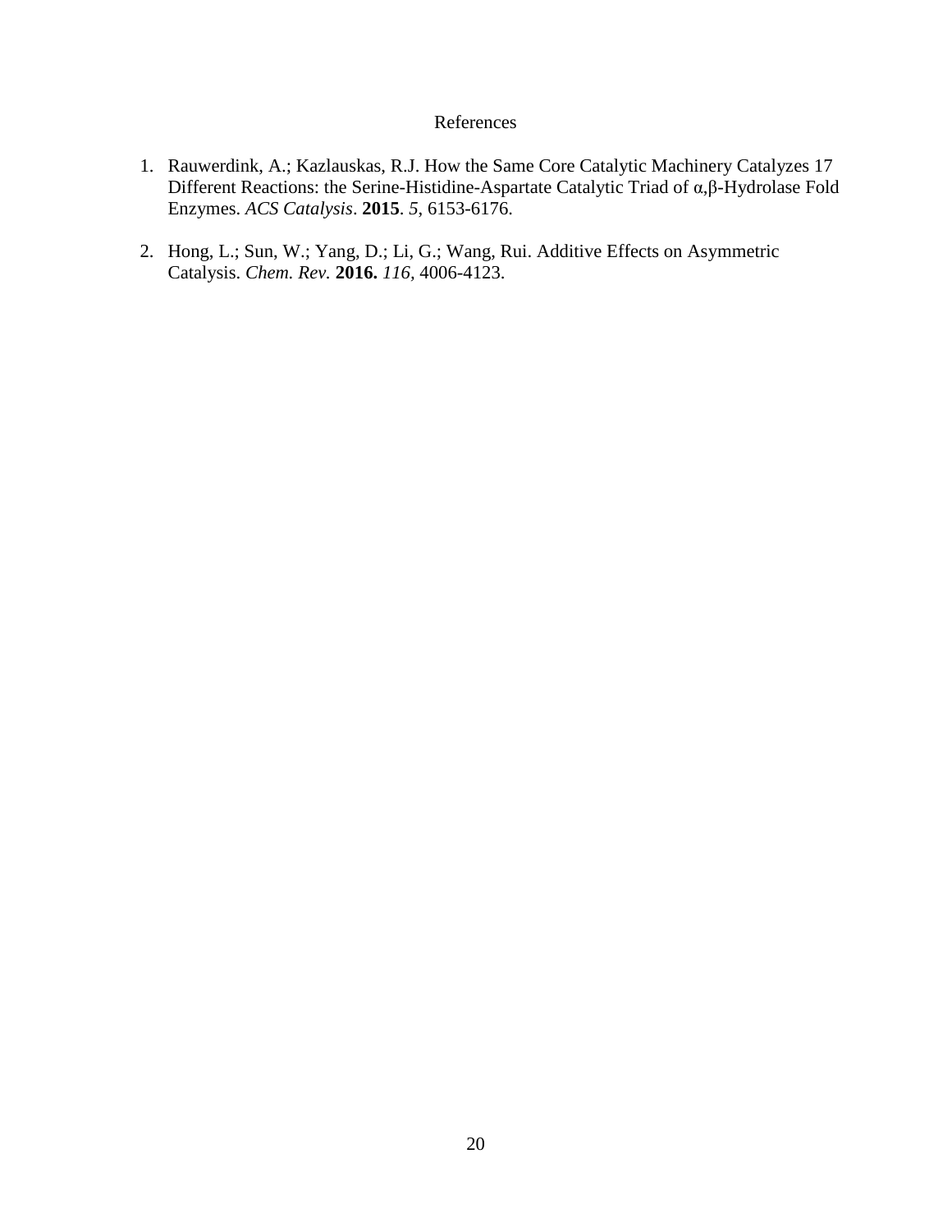# References

1. Rauwerdink, A.; Kazlauskas, R.J. How the Same Core Catalytic Machinery Catalyzes 17 Different Reactions: the Serine-Histidine-Aspartate Catalytic Triad of α,β-Hydrolase Fold Enzymes. *ACS Catalysis*. **2015**. *5*, 6153-6176.

2. Hong, L.; Sun, W.; Yang, D.; Li, G.; Wang, Rui. Additive Effects on Asymmetric Catalysis. *Chem. Rev.* **2016.** *116,* 4006-4123.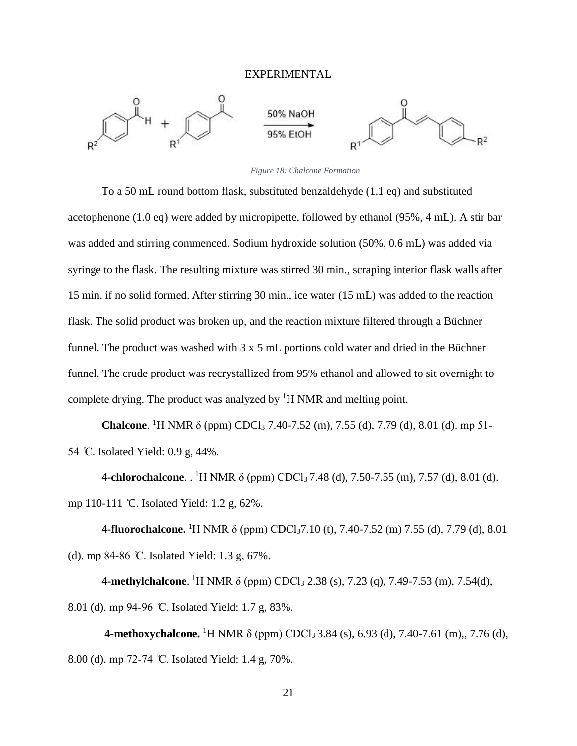# EXPERIMENTAL

*Figure 18: Chalcone Formation*

To a 50 mL round bottom flask, substituted benzaldehyde (1.1 eq) and substituted acetophenone (1.0 eq) were added by micropipette, followed by ethanol (95%, 4 mL). A stir bar was added and stirring commenced. Sodium hydroxide solution (50%, 0.6 mL) was added via syringe to the flask. The resulting mixture was stirred 30 min., scraping interior flask walls after 15 min. if no solid formed. After stirring 30 min., ice water (15 mL) was added to the reaction flask. The solid product was broken up, and the reaction mixture filtered through a Büchner funnel. The product was washed with 3 x 5 mL portions cold water and dried in the Büchner funnel. The crude product was recrystallized from 95% ethanol and allowed to sit overnight to complete drying. The product was analyzed by $^1$H NMR and melting point.

**Chalcone**. $^1$H NMR δ (ppm) $CDCl_3$ 7.40-7.52 (m), 7.55 (d), 7.79 (d), 8.01 (d). mp 51-54 ℃. Isolated Yield: 0.9 g, 44%.

**4-chlorochalcone**. . $^1$H NMR δ (ppm) $CDCl_3$ 7.48 (d), 7.50-7.55 (m), 7.57 (d), 8.01 (d). mp 110-111 ℃. Isolated Yield: 1.2 g, 62%.

**4-fluorochalcone.** $^1$H NMR δ (ppm) $CDCl_3$7.10 (t), 7.40-7.52 (m) 7.55 (d), 7.79 (d), 8.01 (d). mp 84-86 ℃. Isolated Yield: 1.3 g, 67%.

**4-methylchalcone**. $^1$H NMR δ (ppm) $CDCl_3$ 2.38 (s), 7.23 (q), 7.49-7.53 (m), 7.54(d), 8.01 (d). mp 94-96 ℃. Isolated Yield: 1.7 g, 83%.

**4-methoxychalcone.** $^1$H NMR δ (ppm) $CDCl_3$ 3.84 (s), 6.93 (d), 7.40-7.61 (m),, 7.76 (d), 8.00 (d). mp 72-74 ℃. Isolated Yield: 1.4 g, 70%.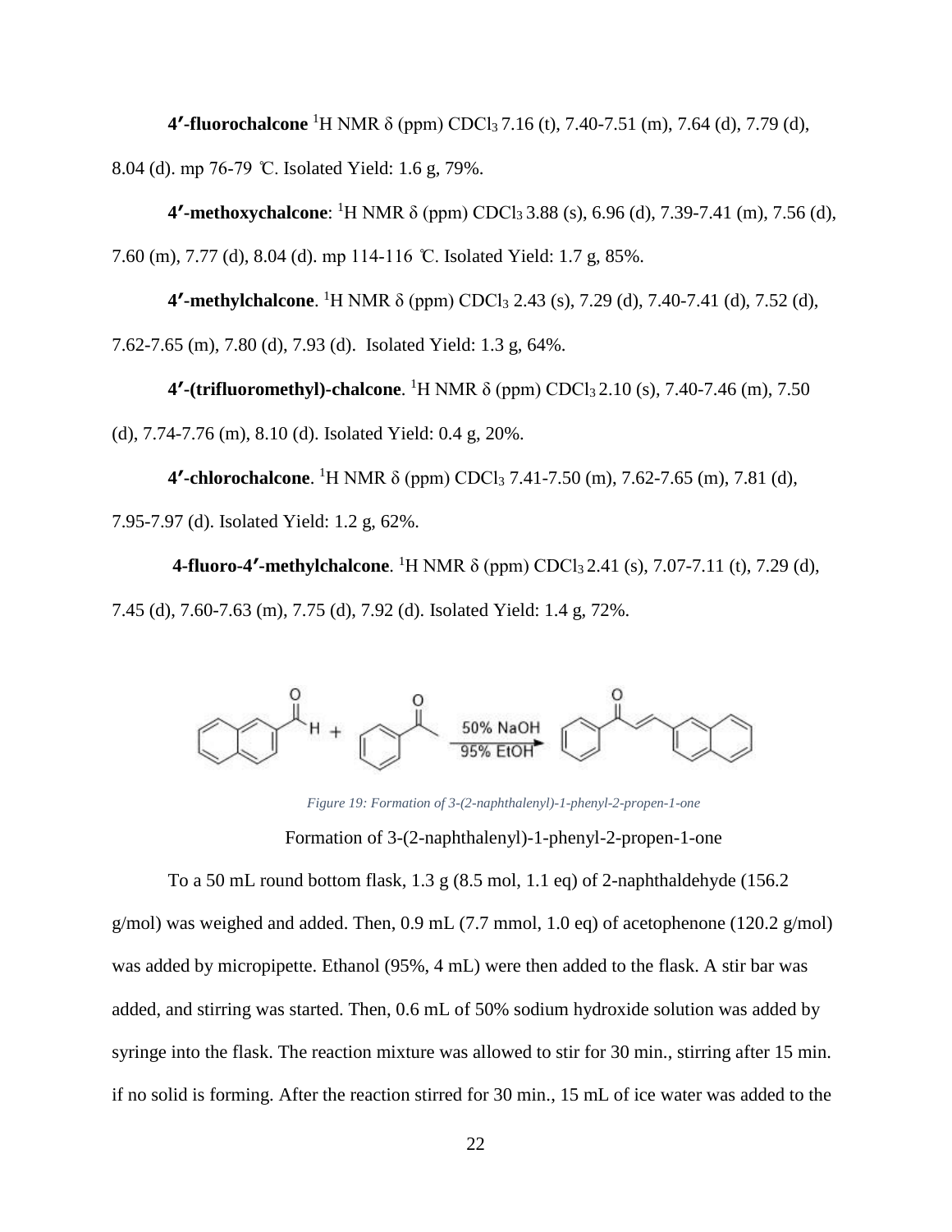**4′-fluorochalcone** $^{1}$H NMR δ (ppm) $CDCl_3$ 7.16 (t), 7.40-7.51 (m), 7.64 (d), 7.79 (d), 8.04 (d). mp 76-79 ℃. Isolated Yield: 1.6 g, 79%.

**4′-methoxychalcone**: $^{1}$H NMR δ (ppm) $CDCl_3$ 3.88 (s), 6.96 (d), 7.39-7.41 (m), 7.56 (d), 7.60 (m), 7.77 (d), 8.04 (d). mp 114-116 ℃. Isolated Yield: 1.7 g, 85%.

**4′-methylchalcone**. $^{1}$H NMR δ (ppm) $CDCl_3$ 2.43 (s), 7.29 (d), 7.40-7.41 (d), 7.52 (d), 7.62-7.65 (m), 7.80 (d), 7.93 (d). Isolated Yield: 1.3 g, 64%.

**4′-(trifluoromethyl)-chalcone**. $^{1}$H NMR δ (ppm) $CDCl_3$ 2.10 (s), 7.40-7.46 (m), 7.50 (d), 7.74-7.76 (m), 8.10 (d). Isolated Yield: 0.4 g, 20%.

**4′-chlorochalcone**. $^{1}$H NMR δ (ppm) $CDCl_3$ 7.41-7.50 (m), 7.62-7.65 (m), 7.81 (d), 7.95-7.97 (d). Isolated Yield: 1.2 g, 62%.

**4-fluoro-4′-methylchalcone**. $^{1}$H NMR δ (ppm) $CDCl_3$ 2.41 (s), 7.07-7.11 (t), 7.29 (d), 7.45 (d), 7.60-7.63 (m), 7.75 (d), 7.92 (d). Isolated Yield: 1.4 g, 72%.

*Figure 19: Formation of 3-(2-naphthalenyl)-1-phenyl-2-propen-1-one*

Formation of 3-(2-naphthalenyl)-1-phenyl-2-propen-1-one

To a 50 mL round bottom flask, 1.3 g (8.5 mol, 1.1 eq) of 2-naphthaldehyde (156.2 g/mol) was weighed and added. Then, 0.9 mL (7.7 mmol, 1.0 eq) of acetophenone (120.2 g/mol) was added by micropipette. Ethanol (95%, 4 mL) were then added to the flask. A stir bar was added, and stirring was started. Then, 0.6 mL of 50% sodium hydroxide solution was added by syringe into the flask. The reaction mixture was allowed to stir for 30 min., stirring after 15 min. if no solid is forming. After the reaction stirred for 30 min., 15 mL of ice water was added to the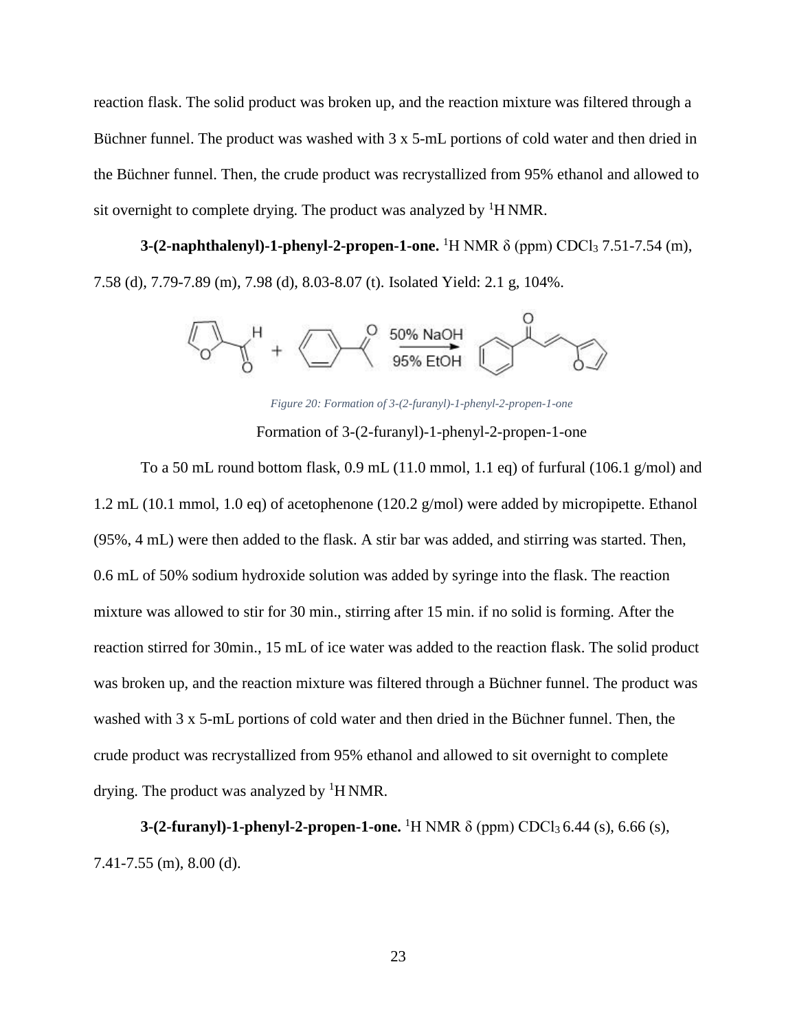reaction flask. The solid product was broken up, and the reaction mixture was filtered through a Büchner funnel. The product was washed with 3 x 5-mL portions of cold water and then dried in the Büchner funnel. Then, the crude product was recrystallized from 95% ethanol and allowed to sit overnight to complete drying. The product was analyzed by $^{1}$H NMR.

**3-(2-naphthalenyl)-1-phenyl-2-propen-1-one.** $^{1}$H NMR δ (ppm) $CDCl_3$ 7.51-7.54 (m), 7.58 (d), 7.79-7.89 (m), 7.98 (d), 8.03-8.07 (t). Isolated Yield: 2.1 g, 104%.

*Figure 20: Formation of 3-(2-furanyl)-1-phenyl-2-propen-1-one*

Formation of 3-(2-furanyl)-1-phenyl-2-propen-1-one

To a 50 mL round bottom flask, 0.9 mL (11.0 mmol, 1.1 eq) of furfural (106.1 g/mol) and 1.2 mL (10.1 mmol, 1.0 eq) of acetophenone (120.2 g/mol) were added by micropipette. Ethanol (95%, 4 mL) were then added to the flask. A stir bar was added, and stirring was started. Then, 0.6 mL of 50% sodium hydroxide solution was added by syringe into the flask. The reaction mixture was allowed to stir for 30 min., stirring after 15 min. if no solid is forming. After the reaction stirred for 30min., 15 mL of ice water was added to the reaction flask. The solid product was broken up, and the reaction mixture was filtered through a Büchner funnel. The product was washed with 3 x 5-mL portions of cold water and then dried in the Büchner funnel. Then, the crude product was recrystallized from 95% ethanol and allowed to sit overnight to complete drying. The product was analyzed by $^{1}$H NMR.

**3-(2-furanyl)-1-phenyl-2-propen-1-one.** $^{1}$H NMR δ (ppm) $CDCl_3$ 6.44 (s), 6.66 (s), 7.41-7.55 (m), 8.00 (d).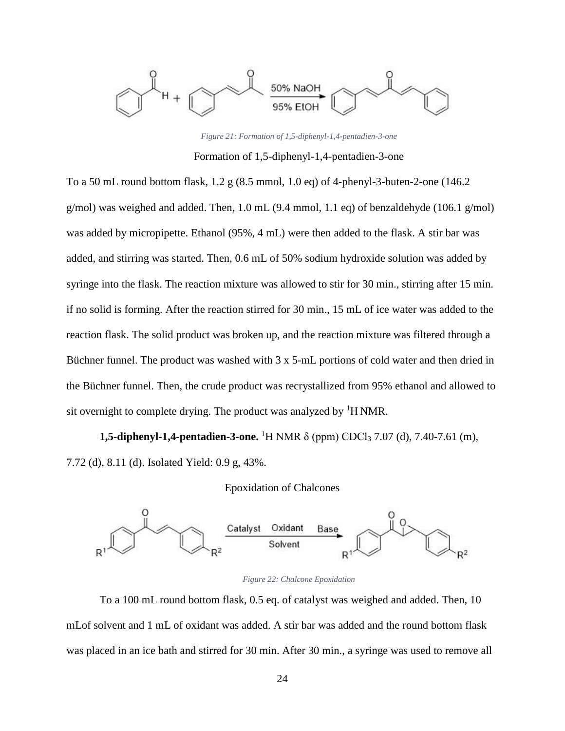*Figure 21: Formation of 1,5-diphenyl-1,4-pentadien-3-one*

Formation of 1,5-diphenyl-1,4-pentadien-3-one

To a 50 mL round bottom flask, 1.2 g (8.5 mmol, 1.0 eq) of 4-phenyl-3-buten-2-one (146.2 g/mol) was weighed and added. Then, 1.0 mL (9.4 mmol, 1.1 eq) of benzaldehyde (106.1 g/mol) was added by micropipette. Ethanol (95%, 4 mL) were then added to the flask. A stir bar was added, and stirring was started. Then, 0.6 mL of 50% sodium hydroxide solution was added by syringe into the flask. The reaction mixture was allowed to stir for 30 min., stirring after 15 min. if no solid is forming. After the reaction stirred for 30 min., 15 mL of ice water was added to the reaction flask. The solid product was broken up, and the reaction mixture was filtered through a Büchner funnel. The product was washed with 3 x 5-mL portions of cold water and then dried in the Büchner funnel. Then, the crude product was recrystallized from 95% ethanol and allowed to sit overnight to complete drying. The product was analyzed by $^{1}$H NMR.

**1,5-diphenyl-1,4-pentadien-3-one.** $^{1}$H NMR δ (ppm) $CDCl_3$ 7.07 (d), 7.40-7.61 (m), 7.72 (d), 8.11 (d). Isolated Yield: 0.9 g, 43%.

Epoxidation of Chalcones

*Figure 22: Chalcone Epoxidation*

To a 100 mL round bottom flask, 0.5 eq. of catalyst was weighed and added. Then, 10 mLof solvent and 1 mL of oxidant was added. A stir bar was added and the round bottom flask was placed in an ice bath and stirred for 30 min. After 30 min., a syringe was used to remove all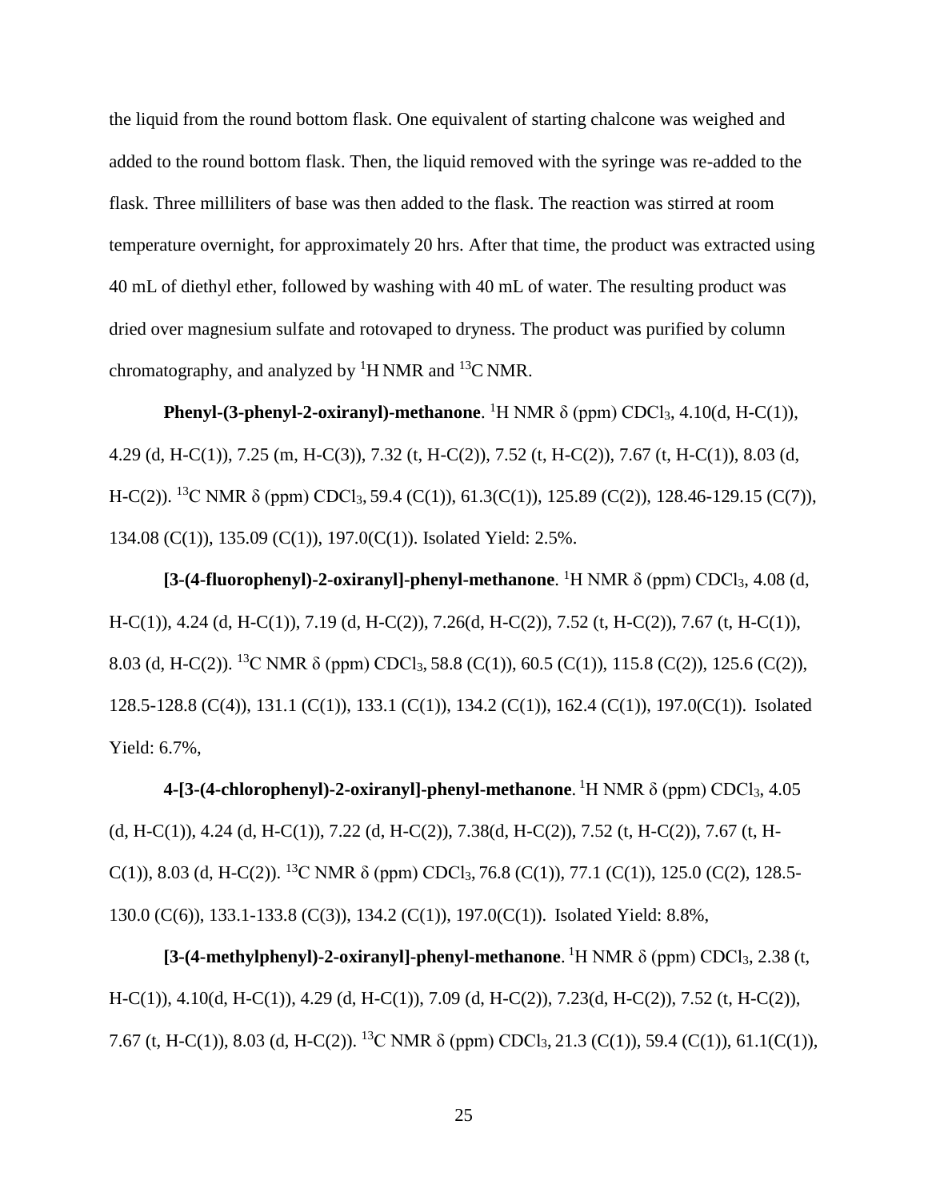the liquid from the round bottom flask. One equivalent of starting chalcone was weighed and added to the round bottom flask. Then, the liquid removed with the syringe was re-added to the flask. Three milliliters of base was then added to the flask. The reaction was stirred at room temperature overnight, for approximately 20 hrs. After that time, the product was extracted using 40 mL of diethyl ether, followed by washing with 40 mL of water. The resulting product was dried over magnesium sulfate and rotovaped to dryness. The product was purified by column chromatography, and analyzed by $^{1}H$ NMR and $^{13}C$ NMR.

**Phenyl-(3-phenyl-2-oxiranyl)-methanone**. $^{1}H$ NMR δ (ppm) $CDCl_3$, 4.10(d, H-C(1)), 4.29 (d, H-C(1)), 7.25 (m, H-C(3)), 7.32 (t, H-C(2)), 7.52 (t, H-C(2)), 7.67 (t, H-C(1)), 8.03 (d, H-C(2)). $^{13}C$ NMR δ (ppm) $CDCl_3$, 59.4 (C(1)), 61.3(C(1)), 125.89 (C(2)), 128.46-129.15 (C(7)), 134.08 (C(1)), 135.09 (C(1)), 197.0(C(1)). Isolated Yield: 2.5%.

**[3-(4-fluorophenyl)-2-oxiranyl]-phenyl-methanone**. $^{1}H$ NMR δ (ppm) $CDCl_3$, 4.08 (d, H-C(1)), 4.24 (d, H-C(1)), 7.19 (d, H-C(2)), 7.26(d, H-C(2)), 7.52 (t, H-C(2)), 7.67 (t, H-C(1)), 8.03 (d, H-C(2)). $^{13}C$ NMR δ (ppm) $CDCl_3$, 58.8 (C(1)), 60.5 (C(1)), 115.8 (C(2)), 125.6 (C(2)), 128.5-128.8 (C(4)), 131.1 (C(1)), 133.1 (C(1)), 134.2 (C(1)), 162.4 (C(1)), 197.0(C(1)). Isolated Yield: 6.7%,

**4-[3-(4-chlorophenyl)-2-oxiranyl]-phenyl-methanone**. $^{1}H$ NMR δ (ppm) $CDCl_3$, 4.05 (d, H-C(1)), 4.24 (d, H-C(1)), 7.22 (d, H-C(2)), 7.38(d, H-C(2)), 7.52 (t, H-C(2)), 7.67 (t, H-C(1)), 8.03 (d, H-C(2)). $^{13}C$ NMR δ (ppm) $CDCl_3$, 76.8 (C(1)), 77.1 (C(1)), 125.0 (C(2), 128.5-130.0 (C(6)), 133.1-133.8 (C(3)), 134.2 (C(1)), 197.0(C(1)). Isolated Yield: 8.8%,

**[3-(4-methylphenyl)-2-oxiranyl]-phenyl-methanone**. $^{1}H$ NMR δ (ppm) $CDCl_3$, 2.38 (t, H-C(1)), 4.10(d, H-C(1)), 4.29 (d, H-C(1)), 7.09 (d, H-C(2)), 7.23(d, H-C(2)), 7.52 (t, H-C(2)), 7.67 (t, H-C(1)), 8.03 (d, H-C(2)). $^{13}C$ NMR δ (ppm) $CDCl_3$, 21.3 (C(1)), 59.4 (C(1)), 61.1(C(1)),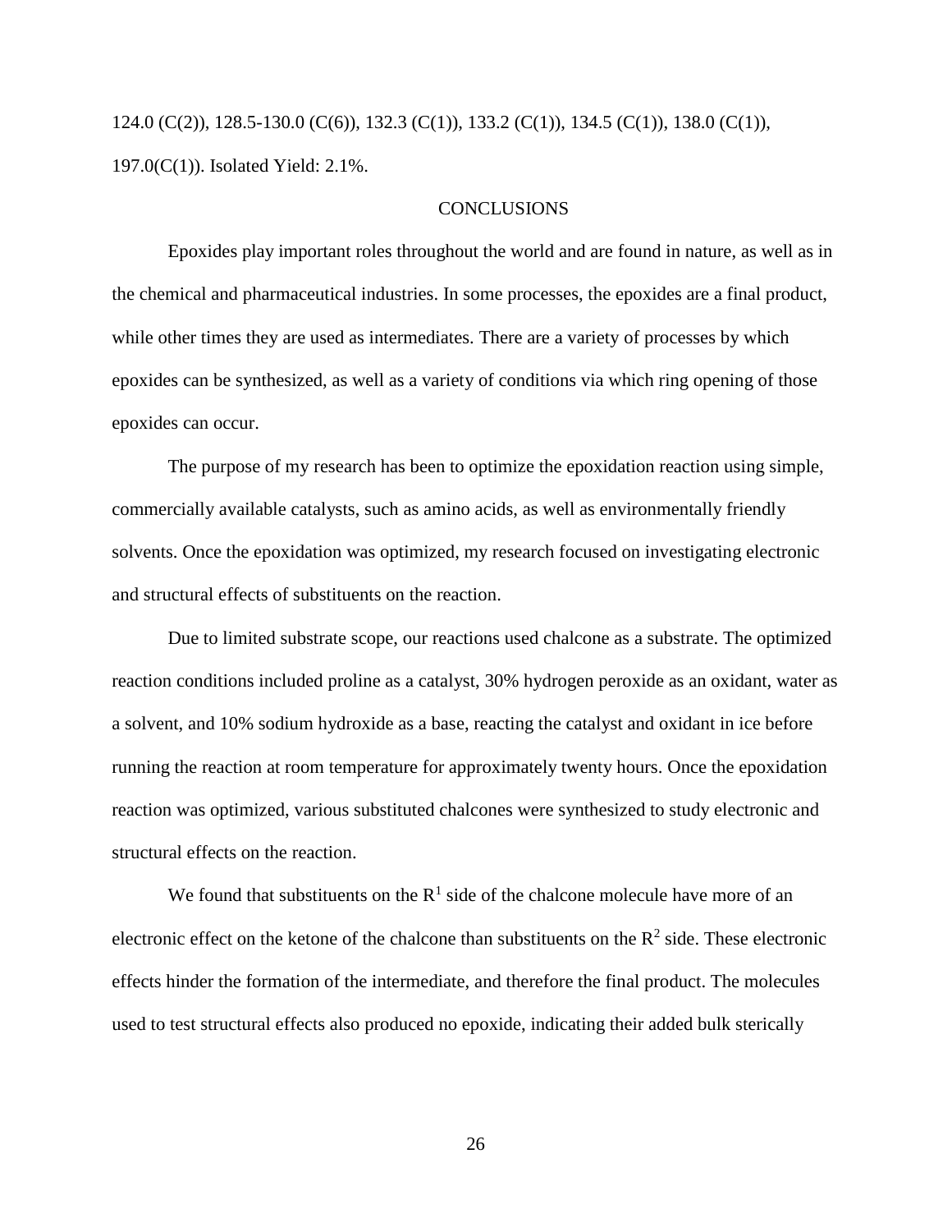124.0 (C(2)), 128.5-130.0 (C(6)), 132.3 (C(1)), 133.2 (C(1)), 134.5 (C(1)), 138.0 (C(1)), 197.0(C(1)). Isolated Yield: 2.1%.

## CONCLUSIONS

Epoxides play important roles throughout the world and are found in nature, as well as in the chemical and pharmaceutical industries. In some processes, the epoxides are a final product, while other times they are used as intermediates. There are a variety of processes by which epoxides can be synthesized, as well as a variety of conditions via which ring opening of those epoxides can occur.

The purpose of my research has been to optimize the epoxidation reaction using simple, commercially available catalysts, such as amino acids, as well as environmentally friendly solvents. Once the epoxidation was optimized, my research focused on investigating electronic and structural effects of substituents on the reaction.

Due to limited substrate scope, our reactions used chalcone as a substrate. The optimized reaction conditions included proline as a catalyst, 30% hydrogen peroxide as an oxidant, water as a solvent, and 10% sodium hydroxide as a base, reacting the catalyst and oxidant in ice before running the reaction at room temperature for approximately twenty hours. Once the epoxidation reaction was optimized, various substituted chalcones were synthesized to study electronic and structural effects on the reaction.

We found that substituents on the $R^1$ side of the chalcone molecule have more of an electronic effect on the ketone of the chalcone than substituents on the $R^2$ side. These electronic effects hinder the formation of the intermediate, and therefore the final product. The molecules used to test structural effects also produced no epoxide, indicating their added bulk sterically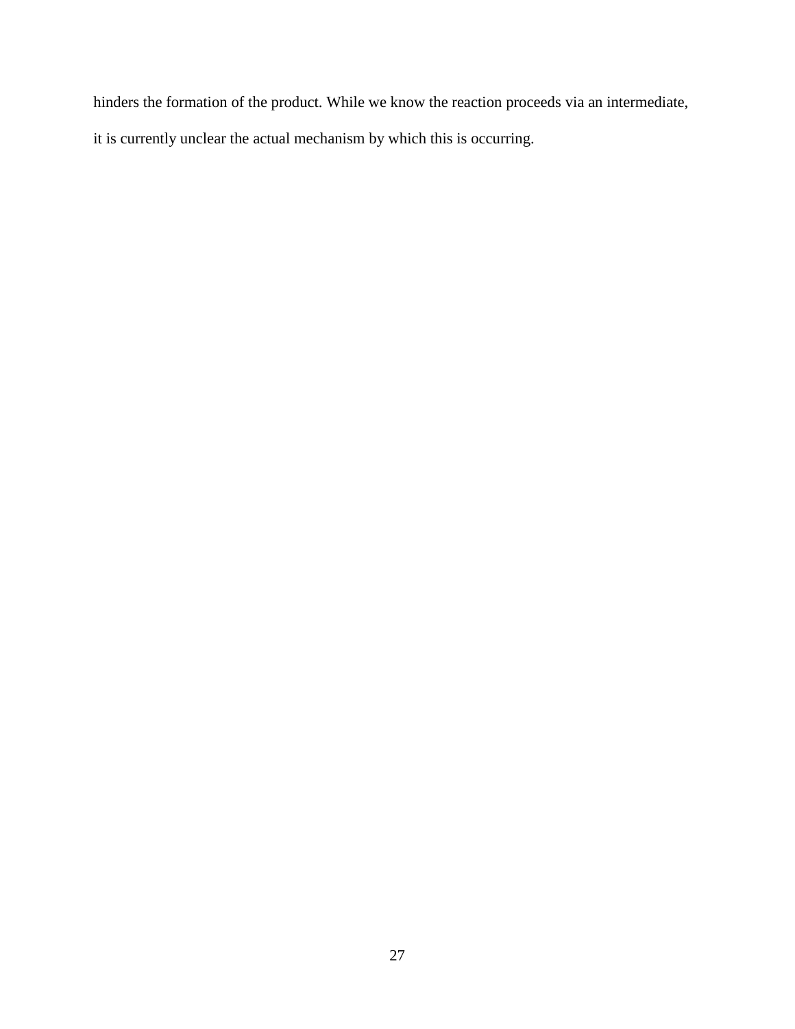hinders the formation of the product. While we know the reaction proceeds via an intermediate, it is currently unclear the actual mechanism by which this is occurring.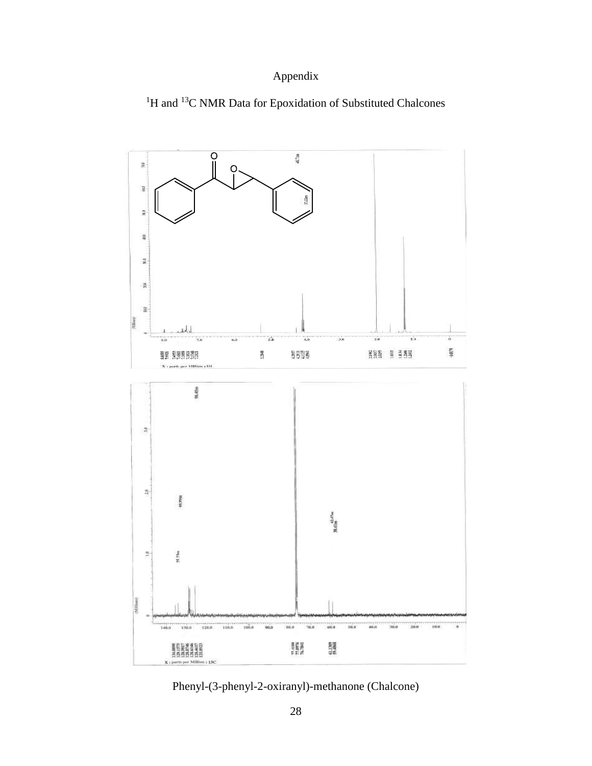Appendix

$^{1}H$ and $^{13}C$ NMR Data for Epoxidation of Substituted Chalcones

Phenyl-(3-phenyl-2-oxiranyl)-methanone (Chalcone)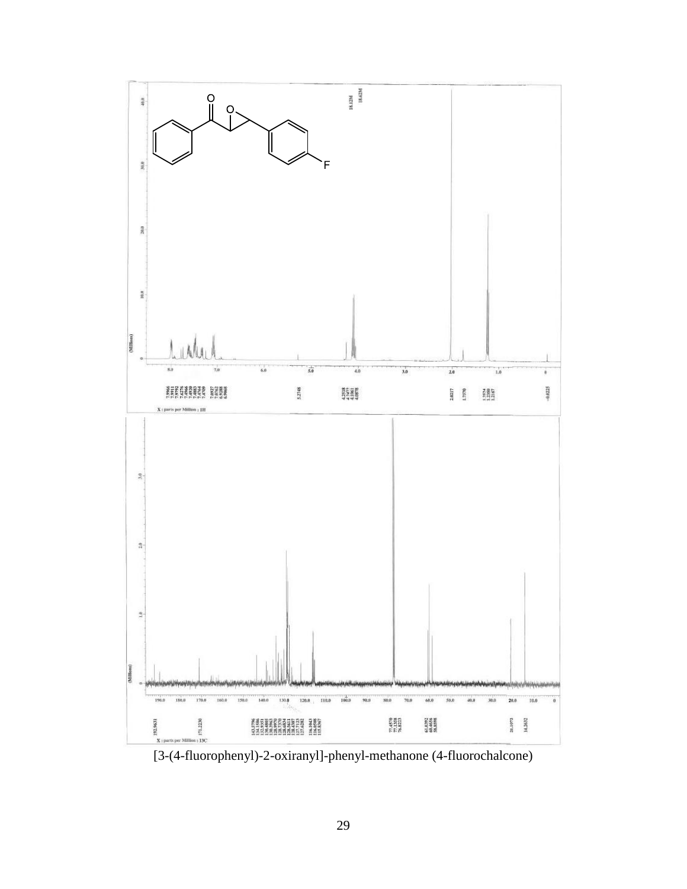[3-(4-fluorophenyl)-2-oxiranyl]-phenyl-methanone (4-fluorochalcone)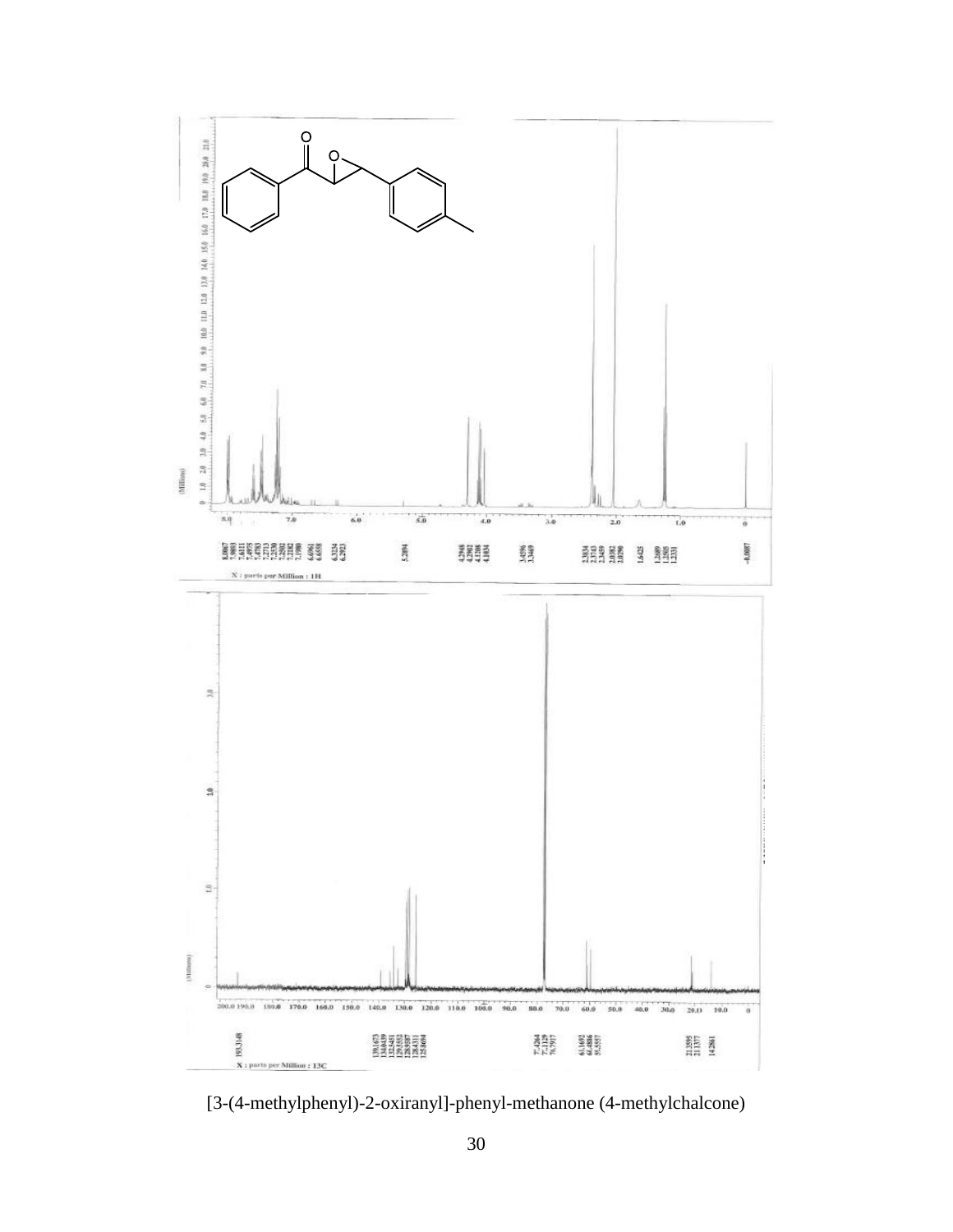[3-(4-methylphenyl)-2-oxiranyl]-phenyl-methanone (4-methylchalcone)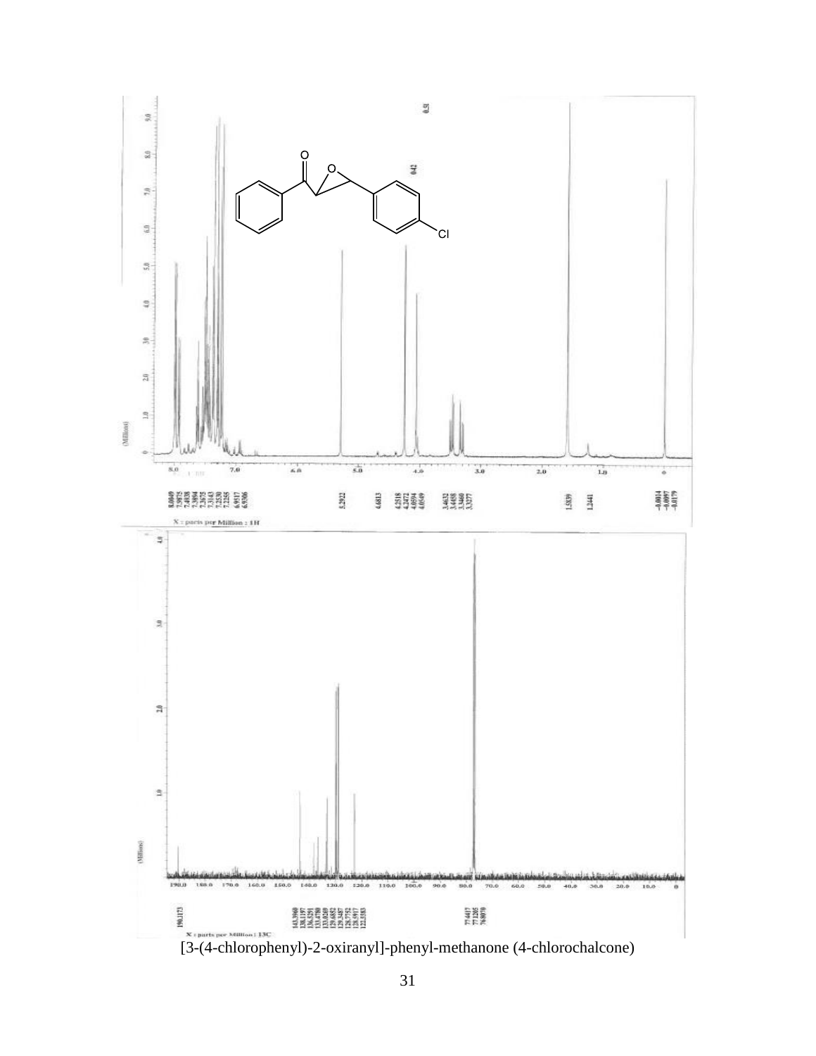O

O

Cl

(Millions)

9.0

8.0

7.0

6.0

5.0

4.0

3.0

2.0

1.0

0

0.91

0.42

8.0 7.0 6.0 5.0 4.0 3.0 2.0 1.0 0

8.0049
7.9875
7.4938
7.3894
7.3675
7.3143
7.2530
7.2355
6.9817
6.9306

5.2922

4.6813

4.2518
4.2472
4.0594
4.0549

3.4632
3.4418
3.3460
3.3277

1.5839

1.2441

-0.0014
-0.0097
-0.0179

X : parts per Million : 1H

(Millions)

4.0

3.0

2.0

1.0

190.0 180.0 170.0 160.0 150.0 140.0 130.0 120.0 110.0 100.0 90.0 80.0 70.0 60.0 50.0 40.0 30.0 20.0 10.0 0

190.1173

143.3960
138.1197
136.5291
133.4780
133.0249
129.6852
129.3487
128.7752
128.5917
123.5583

77.4417
77.1265
76.8070

X : parts per Million : 13C

[3-(4-chlorophenyl)-2-oxiranyl]-phenyl-methanone (4-chlorochalcone)